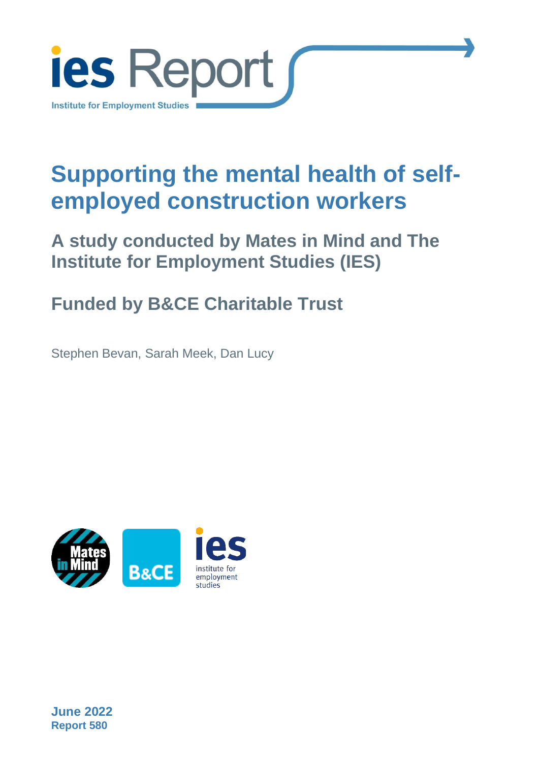ies Report

Institute for Employment Studies

# Supporting the mental health of self-employed construction workers

## A study conducted by Mates in Mind and The Institute for Employment Studies (IES)

## Funded by B&CE Charitable Trust

Stephen Bevan, Sarah Meek, Dan Lucy

**June 2022**
**Report 580**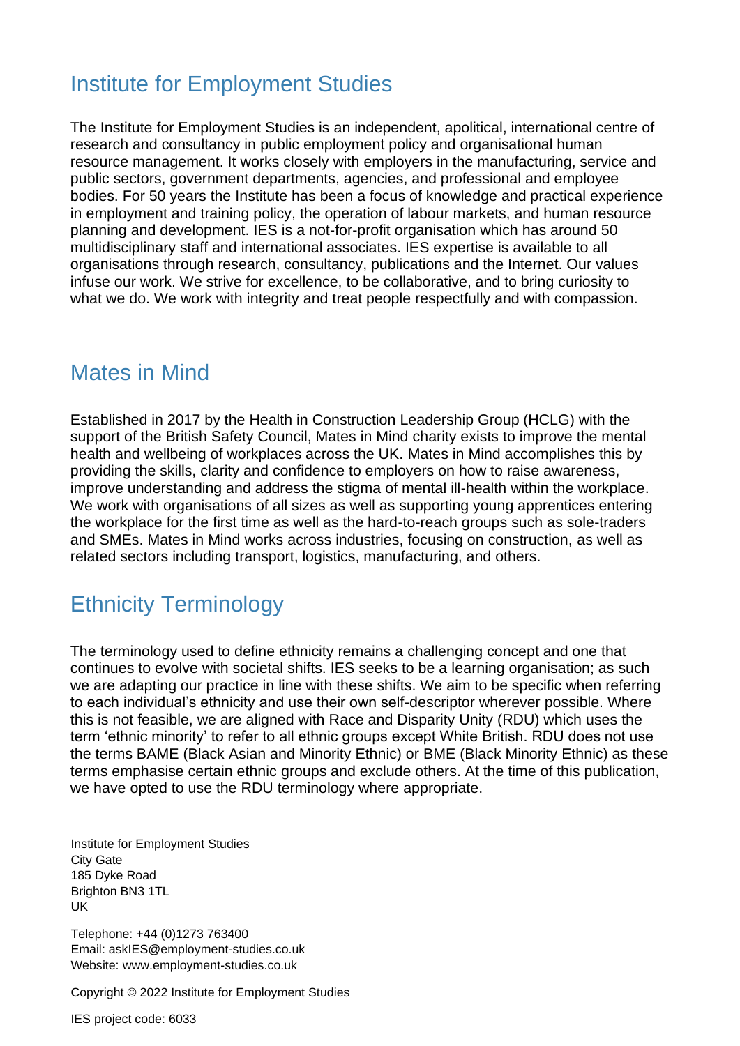## Institute for Employment Studies

The Institute for Employment Studies is an independent, apolitical, international centre of research and consultancy in public employment policy and organisational human resource management. It works closely with employers in the manufacturing, service and public sectors, government departments, agencies, and professional and employee bodies. For 50 years the Institute has been a focus of knowledge and practical experience in employment and training policy, the operation of labour markets, and human resource planning and development. IES is a not-for-profit organisation which has around 50 multidisciplinary staff and international associates. IES expertise is available to all organisations through research, consultancy, publications and the Internet. Our values infuse our work. We strive for excellence, to be collaborative, and to bring curiosity to what we do. We work with integrity and treat people respectfully and with compassion.

## Mates in Mind

Established in 2017 by the Health in Construction Leadership Group (HCLG) with the support of the British Safety Council, Mates in Mind charity exists to improve the mental health and wellbeing of workplaces across the UK. Mates in Mind accomplishes this by providing the skills, clarity and confidence to employers on how to raise awareness, improve understanding and address the stigma of mental ill-health within the workplace. We work with organisations of all sizes as well as supporting young apprentices entering the workplace for the first time as well as the hard-to-reach groups such as sole-traders and SMEs. Mates in Mind works across industries, focusing on construction, as well as related sectors including transport, logistics, manufacturing, and others.

## Ethnicity Terminology

The terminology used to define ethnicity remains a challenging concept and one that continues to evolve with societal shifts. IES seeks to be a learning organisation; as such we are adapting our practice in line with these shifts. We aim to be specific when referring to each individual's ethnicity and use their own self-descriptor wherever possible. Where this is not feasible, we are aligned with Race and Disparity Unity (RDU) which uses the term 'ethnic minority' to refer to all ethnic groups except White British. RDU does not use the terms BAME (Black Asian and Minority Ethnic) or BME (Black Minority Ethnic) as these terms emphasise certain ethnic groups and exclude others. At the time of this publication, we have opted to use the RDU terminology where appropriate.

Institute for Employment Studies
City Gate
185 Dyke Road
Brighton BN3 1TL
UK

Telephone: +44 (0)1273 763400
Email: askIES@employment-studies.co.uk
Website: www.employment-studies.co.uk

Copyright © 2022 Institute for Employment Studies

IES project code: 6033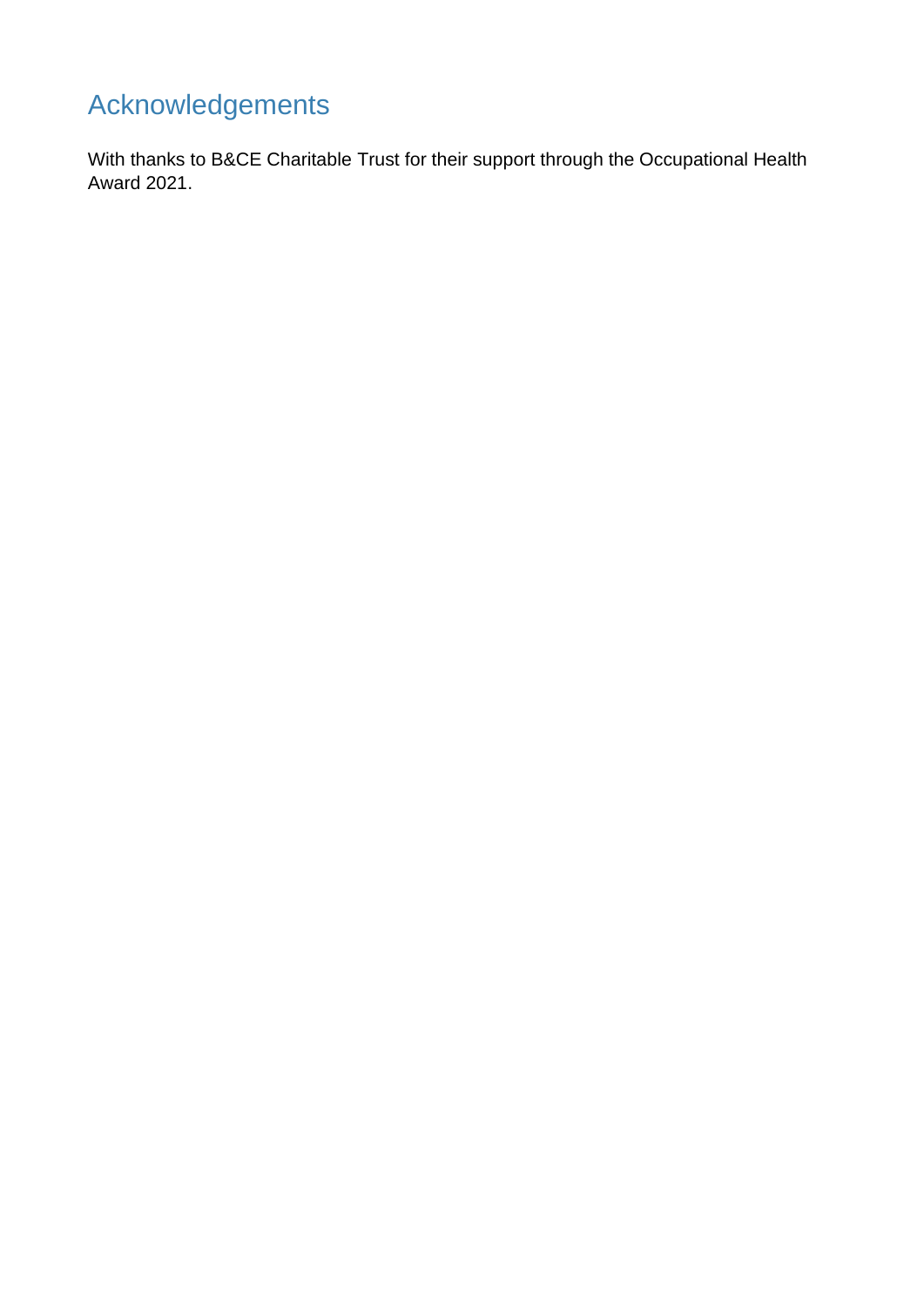# Acknowledgements

With thanks to B&CE Charitable Trust for their support through the Occupational Health Award 2021.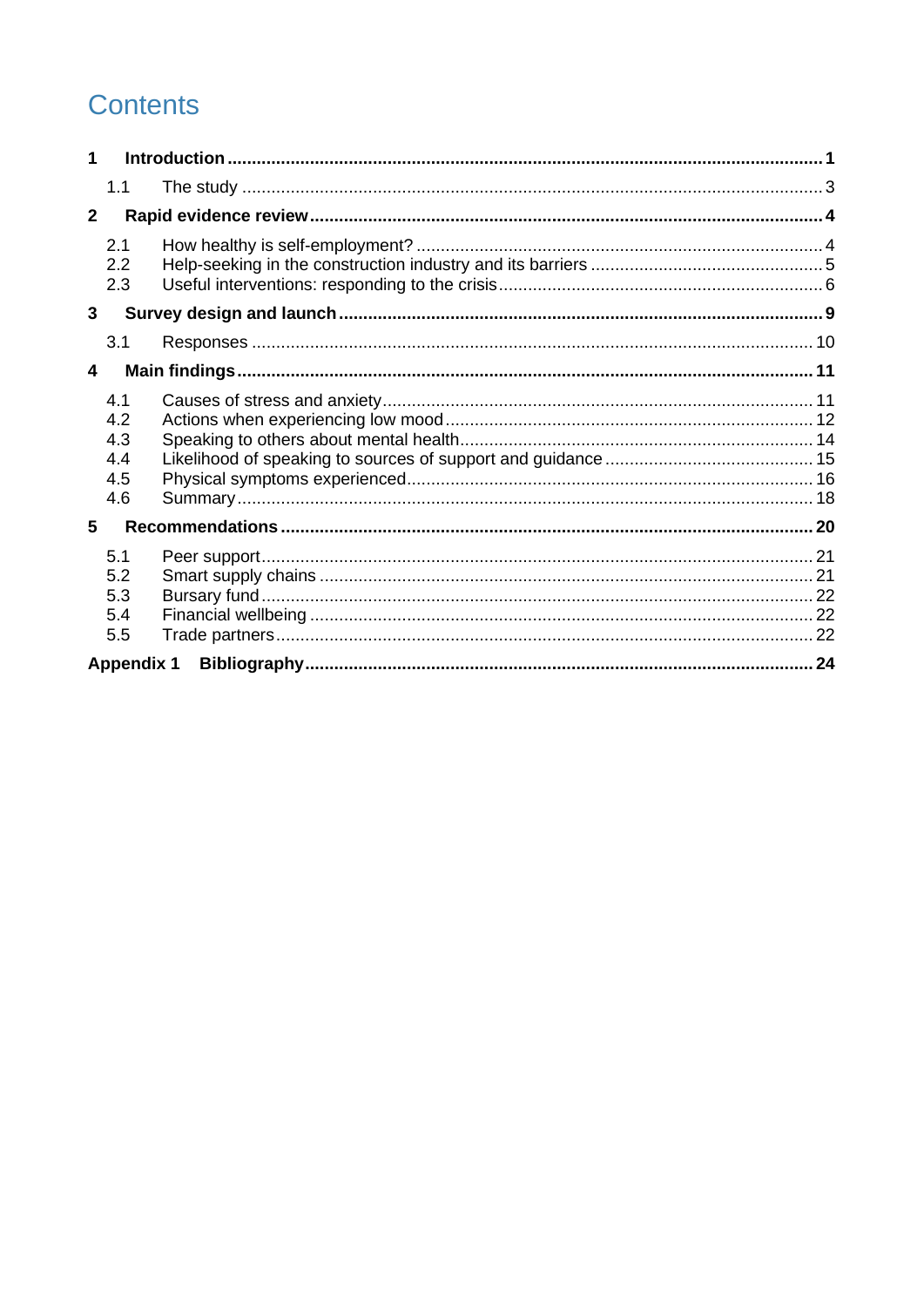# Contents

**1 Introduction** .......... **1**

1.1 The study .......... 3

**2 Rapid evidence review** .......... **4**

2.1 How healthy is self-employment? .......... 4
2.2 Help-seeking in the construction industry and its barriers .......... 5
2.3 Useful interventions: responding to the crisis .......... 6

**3 Survey design and launch** .......... **9**

3.1 Responses .......... 10

**4 Main findings** .......... **11**

4.1 Causes of stress and anxiety .......... 11
4.2 Actions when experiencing low mood .......... 12
4.3 Speaking to others about mental health .......... 14
4.4 Likelihood of speaking to sources of support and guidance .......... 15
4.5 Physical symptoms experienced .......... 16
4.6 Summary .......... 18

**5 Recommendations** .......... **20**

5.1 Peer support .......... 21
5.2 Smart supply chains .......... 21
5.3 Bursary fund .......... 22
5.4 Financial wellbeing .......... 22
5.5 Trade partners .......... 22

**Appendix 1 Bibliography** .......... **24**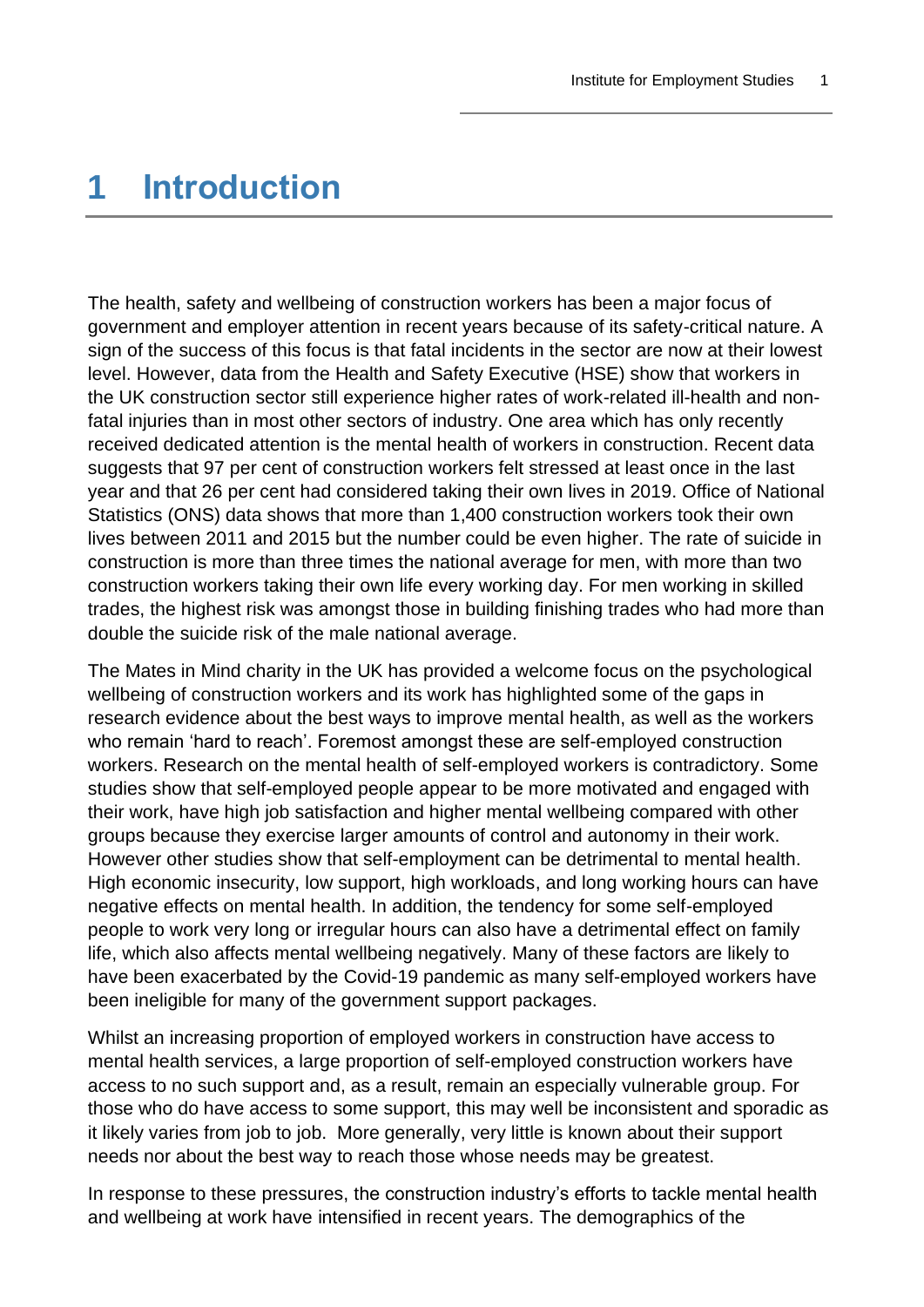# 1 Introduction

The health, safety and wellbeing of construction workers has been a major focus of government and employer attention in recent years because of its safety-critical nature. A sign of the success of this focus is that fatal incidents in the sector are now at their lowest level. However, data from the Health and Safety Executive (HSE) show that workers in the UK construction sector still experience higher rates of work-related ill-health and non-fatal injuries than in most other sectors of industry. One area which has only recently received dedicated attention is the mental health of workers in construction. Recent data suggests that 97 per cent of construction workers felt stressed at least once in the last year and that 26 per cent had considered taking their own lives in 2019. Office of National Statistics (ONS) data shows that more than 1,400 construction workers took their own lives between 2011 and 2015 but the number could be even higher. The rate of suicide in construction is more than three times the national average for men, with more than two construction workers taking their own life every working day. For men working in skilled trades, the highest risk was amongst those in building finishing trades who had more than double the suicide risk of the male national average.

The Mates in Mind charity in the UK has provided a welcome focus on the psychological wellbeing of construction workers and its work has highlighted some of the gaps in research evidence about the best ways to improve mental health, as well as the workers who remain 'hard to reach'. Foremost amongst these are self-employed construction workers. Research on the mental health of self-employed workers is contradictory. Some studies show that self-employed people appear to be more motivated and engaged with their work, have high job satisfaction and higher mental wellbeing compared with other groups because they exercise larger amounts of control and autonomy in their work. However other studies show that self-employment can be detrimental to mental health. High economic insecurity, low support, high workloads, and long working hours can have negative effects on mental health. In addition, the tendency for some self-employed people to work very long or irregular hours can also have a detrimental effect on family life, which also affects mental wellbeing negatively. Many of these factors are likely to have been exacerbated by the Covid-19 pandemic as many self-employed workers have been ineligible for many of the government support packages.

Whilst an increasing proportion of employed workers in construction have access to mental health services, a large proportion of self-employed construction workers have access to no such support and, as a result, remain an especially vulnerable group. For those who do have access to some support, this may well be inconsistent and sporadic as it likely varies from job to job. More generally, very little is known about their support needs nor about the best way to reach those whose needs may be greatest.

In response to these pressures, the construction industry's efforts to tackle mental health and wellbeing at work have intensified in recent years. The demographics of the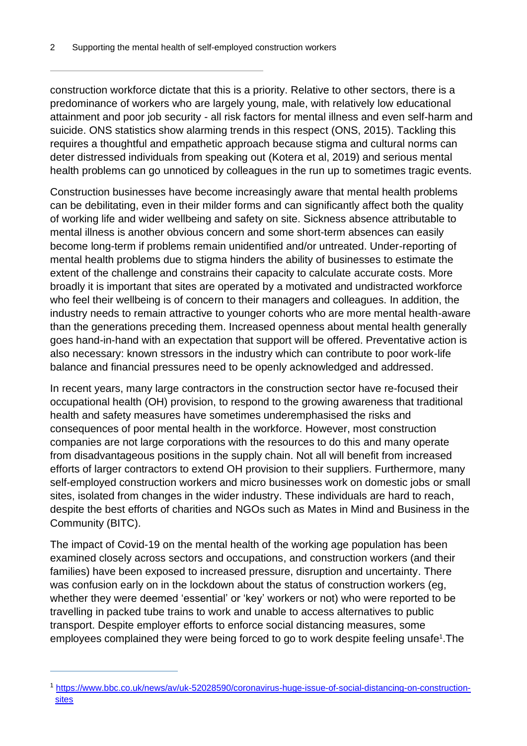construction workforce dictate that this is a priority. Relative to other sectors, there is a predominance of workers who are largely young, male, with relatively low educational attainment and poor job security - all risk factors for mental illness and even self-harm and suicide. ONS statistics show alarming trends in this respect (ONS, 2015). Tackling this requires a thoughtful and empathetic approach because stigma and cultural norms can deter distressed individuals from speaking out (Kotera et al, 2019) and serious mental health problems can go unnoticed by colleagues in the run up to sometimes tragic events.

Construction businesses have become increasingly aware that mental health problems can be debilitating, even in their milder forms and can significantly affect both the quality of working life and wider wellbeing and safety on site. Sickness absence attributable to mental illness is another obvious concern and some short-term absences can easily become long-term if problems remain unidentified and/or untreated. Under-reporting of mental health problems due to stigma hinders the ability of businesses to estimate the extent of the challenge and constrains their capacity to calculate accurate costs. More broadly it is important that sites are operated by a motivated and undistracted workforce who feel their wellbeing is of concern to their managers and colleagues. In addition, the industry needs to remain attractive to younger cohorts who are more mental health-aware than the generations preceding them. Increased openness about mental health generally goes hand-in-hand with an expectation that support will be offered. Preventative action is also necessary: known stressors in the industry which can contribute to poor work-life balance and financial pressures need to be openly acknowledged and addressed.

In recent years, many large contractors in the construction sector have re-focused their occupational health (OH) provision, to respond to the growing awareness that traditional health and safety measures have sometimes underemphasised the risks and consequences of poor mental health in the workforce. However, most construction companies are not large corporations with the resources to do this and many operate from disadvantageous positions in the supply chain. Not all will benefit from increased efforts of larger contractors to extend OH provision to their suppliers. Furthermore, many self-employed construction workers and micro businesses work on domestic jobs or small sites, isolated from changes in the wider industry. These individuals are hard to reach, despite the best efforts of charities and NGOs such as Mates in Mind and Business in the Community (BITC).

The impact of Covid-19 on the mental health of the working age population has been examined closely across sectors and occupations, and construction workers (and their families) have been exposed to increased pressure, disruption and uncertainty. There was confusion early on in the lockdown about the status of construction workers (eg, whether they were deemed 'essential' or 'key' workers or not) who were reported to be travelling in packed tube trains to work and unable to access alternatives to public transport. Despite employer efforts to enforce social distancing measures, some employees complained they were being forced to go to work despite feeling unsafe[1].The

[1] https://www.bbc.co.uk/news/av/uk-52028590/coronavirus-huge-issue-of-social-distancing-on-construction-sites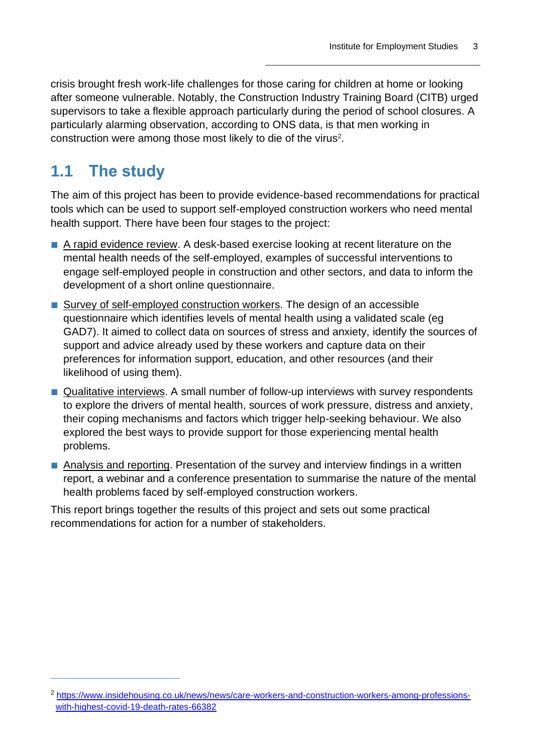crisis brought fresh work-life challenges for those caring for children at home or looking after someone vulnerable. Notably, the Construction Industry Training Board (CITB) urged supervisors to take a flexible approach particularly during the period of school closures. A particularly alarming observation, according to ONS data, is that men working in construction were among those most likely to die of the virus[2].

## 1.1 The study

The aim of this project has been to provide evidence-based recommendations for practical tools which can be used to support self-employed construction workers who need mental health support. There have been four stages to the project:

- A rapid evidence review. A desk-based exercise looking at recent literature on the mental health needs of the self-employed, examples of successful interventions to engage self-employed people in construction and other sectors, and data to inform the development of a short online questionnaire.
- Survey of self-employed construction workers. The design of an accessible questionnaire which identifies levels of mental health using a validated scale (eg GAD7). It aimed to collect data on sources of stress and anxiety, identify the sources of support and advice already used by these workers and capture data on their preferences for information support, education, and other resources (and their likelihood of using them).
- Qualitative interviews. A small number of follow-up interviews with survey respondents to explore the drivers of mental health, sources of work pressure, distress and anxiety, their coping mechanisms and factors which trigger help-seeking behaviour. We also explored the best ways to provide support for those experiencing mental health problems.
- Analysis and reporting. Presentation of the survey and interview findings in a written report, a webinar and a conference presentation to summarise the nature of the mental health problems faced by self-employed construction workers.

This report brings together the results of this project and sets out some practical recommendations for action for a number of stakeholders.

---

[2] https://www.insidehousing.co.uk/news/news/care-workers-and-construction-workers-among-professions-with-highest-covid-19-death-rates-66382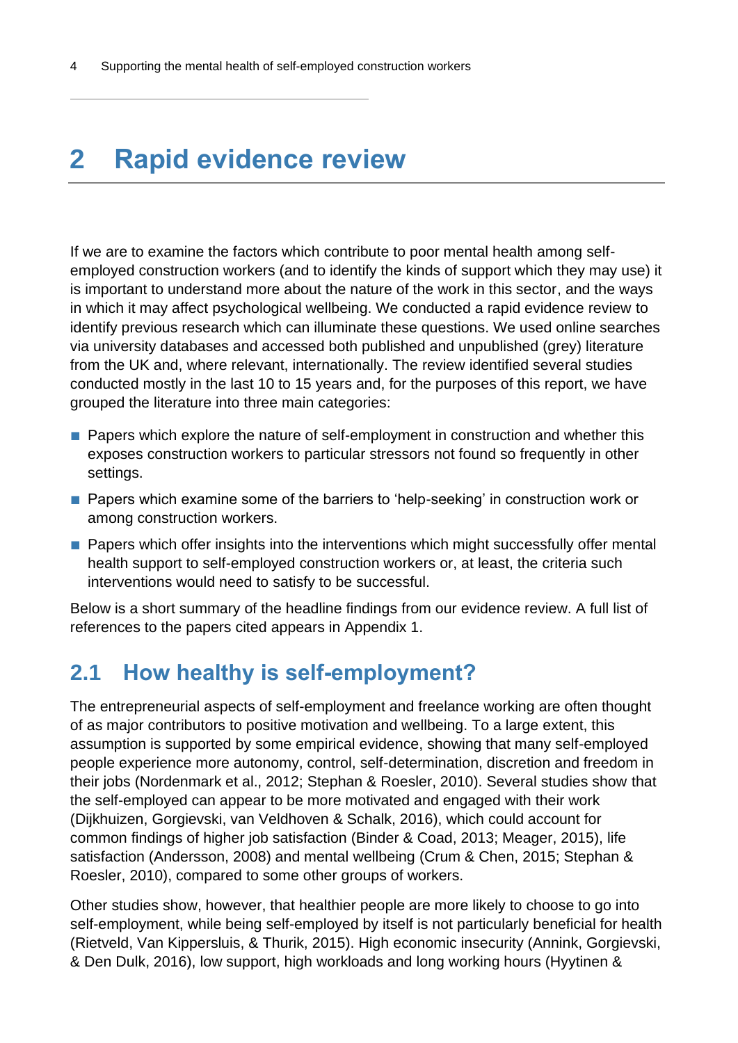# 2 Rapid evidence review

If we are to examine the factors which contribute to poor mental health among self-employed construction workers (and to identify the kinds of support which they may use) it is important to understand more about the nature of the work in this sector, and the ways in which it may affect psychological wellbeing. We conducted a rapid evidence review to identify previous research which can illuminate these questions. We used online searches via university databases and accessed both published and unpublished (grey) literature from the UK and, where relevant, internationally. The review identified several studies conducted mostly in the last 10 to 15 years and, for the purposes of this report, we have grouped the literature into three main categories:

- Papers which explore the nature of self-employment in construction and whether this exposes construction workers to particular stressors not found so frequently in other settings.
- Papers which examine some of the barriers to 'help-seeking' in construction work or among construction workers.
- Papers which offer insights into the interventions which might successfully offer mental health support to self-employed construction workers or, at least, the criteria such interventions would need to satisfy to be successful.

Below is a short summary of the headline findings from our evidence review. A full list of references to the papers cited appears in Appendix 1.

## 2.1 How healthy is self-employment?

The entrepreneurial aspects of self-employment and freelance working are often thought of as major contributors to positive motivation and wellbeing. To a large extent, this assumption is supported by some empirical evidence, showing that many self-employed people experience more autonomy, control, self-determination, discretion and freedom in their jobs (Nordenmark et al., 2012; Stephan & Roesler, 2010). Several studies show that the self-employed can appear to be more motivated and engaged with their work (Dijkhuizen, Gorgievski, van Veldhoven & Schalk, 2016), which could account for common findings of higher job satisfaction (Binder & Coad, 2013; Meager, 2015), life satisfaction (Andersson, 2008) and mental wellbeing (Crum & Chen, 2015; Stephan & Roesler, 2010), compared to some other groups of workers.

Other studies show, however, that healthier people are more likely to choose to go into self-employment, while being self-employed by itself is not particularly beneficial for health (Rietveld, Van Kippersluis, & Thurik, 2015). High economic insecurity (Annink, Gorgievski, & Den Dulk, 2016), low support, high workloads and long working hours (Hyytinen &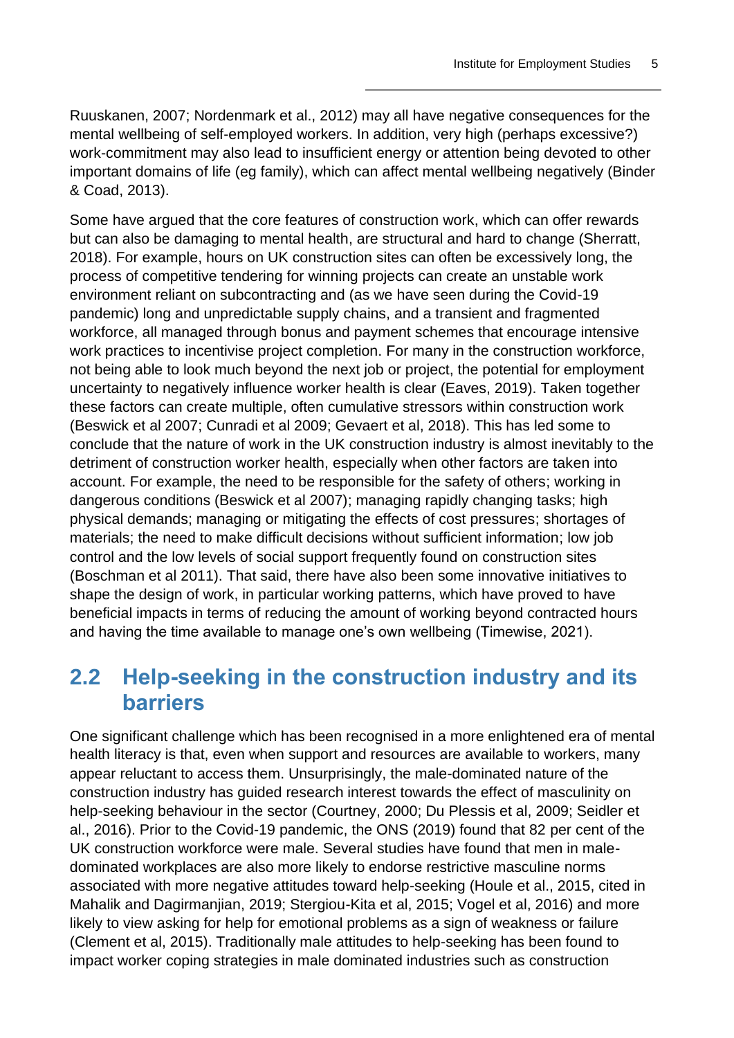Ruuskanen, 2007; Nordenmark et al., 2012) may all have negative consequences for the mental wellbeing of self-employed workers. In addition, very high (perhaps excessive?) work-commitment may also lead to insufficient energy or attention being devoted to other important domains of life (eg family), which can affect mental wellbeing negatively (Binder & Coad, 2013).

Some have argued that the core features of construction work, which can offer rewards but can also be damaging to mental health, are structural and hard to change (Sherratt, 2018). For example, hours on UK construction sites can often be excessively long, the process of competitive tendering for winning projects can create an unstable work environment reliant on subcontracting and (as we have seen during the Covid-19 pandemic) long and unpredictable supply chains, and a transient and fragmented workforce, all managed through bonus and payment schemes that encourage intensive work practices to incentivise project completion. For many in the construction workforce, not being able to look much beyond the next job or project, the potential for employment uncertainty to negatively influence worker health is clear (Eaves, 2019). Taken together these factors can create multiple, often cumulative stressors within construction work (Beswick et al 2007; Cunradi et al 2009; Gevaert et al, 2018). This has led some to conclude that the nature of work in the UK construction industry is almost inevitably to the detriment of construction worker health, especially when other factors are taken into account. For example, the need to be responsible for the safety of others; working in dangerous conditions (Beswick et al 2007); managing rapidly changing tasks; high physical demands; managing or mitigating the effects of cost pressures; shortages of materials; the need to make difficult decisions without sufficient information; low job control and the low levels of social support frequently found on construction sites (Boschman et al 2011). That said, there have also been some innovative initiatives to shape the design of work, in particular working patterns, which have proved to have beneficial impacts in terms of reducing the amount of working beyond contracted hours and having the time available to manage one's own wellbeing (Timewise, 2021).

## 2.2 Help-seeking in the construction industry and its barriers

One significant challenge which has been recognised in a more enlightened era of mental health literacy is that, even when support and resources are available to workers, many appear reluctant to access them. Unsurprisingly, the male-dominated nature of the construction industry has guided research interest towards the effect of masculinity on help-seeking behaviour in the sector (Courtney, 2000; Du Plessis et al, 2009; Seidler et al., 2016). Prior to the Covid-19 pandemic, the ONS (2019) found that 82 per cent of the UK construction workforce were male. Several studies have found that men in male-dominated workplaces are also more likely to endorse restrictive masculine norms associated with more negative attitudes toward help-seeking (Houle et al., 2015, cited in Mahalik and Dagirmanjian, 2019; Stergiou-Kita et al, 2015; Vogel et al, 2016) and more likely to view asking for help for emotional problems as a sign of weakness or failure (Clement et al, 2015). Traditionally male attitudes to help-seeking has been found to impact worker coping strategies in male dominated industries such as construction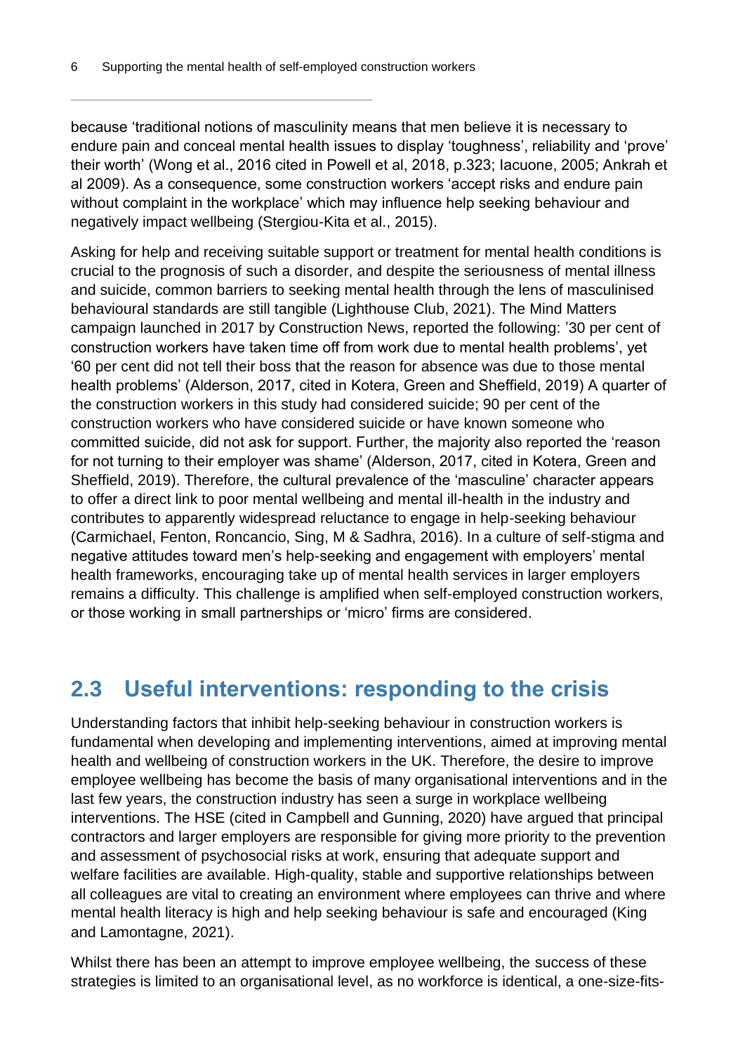because 'traditional notions of masculinity means that men believe it is necessary to endure pain and conceal mental health issues to display 'toughness', reliability and 'prove' their worth' (Wong et al., 2016 cited in Powell et al, 2018, p.323; Iacuone, 2005; Ankrah et al 2009). As a consequence, some construction workers 'accept risks and endure pain without complaint in the workplace' which may influence help seeking behaviour and negatively impact wellbeing (Stergiou-Kita et al., 2015).

Asking for help and receiving suitable support or treatment for mental health conditions is crucial to the prognosis of such a disorder, and despite the seriousness of mental illness and suicide, common barriers to seeking mental health through the lens of masculinised behavioural standards are still tangible (Lighthouse Club, 2021). The Mind Matters campaign launched in 2017 by Construction News, reported the following: '30 per cent of construction workers have taken time off from work due to mental health problems', yet '60 per cent did not tell their boss that the reason for absence was due to those mental health problems' (Alderson, 2017, cited in Kotera, Green and Sheffield, 2019) A quarter of the construction workers in this study had considered suicide; 90 per cent of the construction workers who have considered suicide or have known someone who committed suicide, did not ask for support. Further, the majority also reported the 'reason for not turning to their employer was shame' (Alderson, 2017, cited in Kotera, Green and Sheffield, 2019). Therefore, the cultural prevalence of the 'masculine' character appears to offer a direct link to poor mental wellbeing and mental ill-health in the industry and contributes to apparently widespread reluctance to engage in help-seeking behaviour (Carmichael, Fenton, Roncancio, Sing, M & Sadhra, 2016). In a culture of self-stigma and negative attitudes toward men's help-seeking and engagement with employers' mental health frameworks, encouraging take up of mental health services in larger employers remains a difficulty. This challenge is amplified when self-employed construction workers, or those working in small partnerships or 'micro' firms are considered.

## 2.3 Useful interventions: responding to the crisis

Understanding factors that inhibit help-seeking behaviour in construction workers is fundamental when developing and implementing interventions, aimed at improving mental health and wellbeing of construction workers in the UK. Therefore, the desire to improve employee wellbeing has become the basis of many organisational interventions and in the last few years, the construction industry has seen a surge in workplace wellbeing interventions. The HSE (cited in Campbell and Gunning, 2020) have argued that principal contractors and larger employers are responsible for giving more priority to the prevention and assessment of psychosocial risks at work, ensuring that adequate support and welfare facilities are available. High-quality, stable and supportive relationships between all colleagues are vital to creating an environment where employees can thrive and where mental health literacy is high and help seeking behaviour is safe and encouraged (King and Lamontagne, 2021).

Whilst there has been an attempt to improve employee wellbeing, the success of these strategies is limited to an organisational level, as no workforce is identical, a one-size-fits-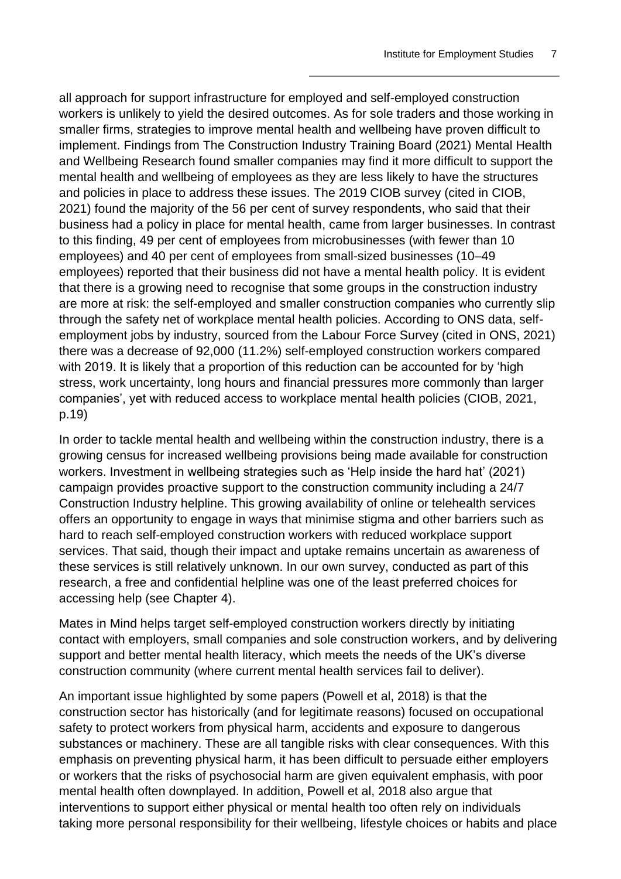all approach for support infrastructure for employed and self-employed construction workers is unlikely to yield the desired outcomes. As for sole traders and those working in smaller firms, strategies to improve mental health and wellbeing have proven difficult to implement. Findings from The Construction Industry Training Board (2021) Mental Health and Wellbeing Research found smaller companies may find it more difficult to support the mental health and wellbeing of employees as they are less likely to have the structures and policies in place to address these issues. The 2019 CIOB survey (cited in CIOB, 2021) found the majority of the 56 per cent of survey respondents, who said that their business had a policy in place for mental health, came from larger businesses. In contrast to this finding, 49 per cent of employees from microbusinesses (with fewer than 10 employees) and 40 per cent of employees from small-sized businesses (10–49 employees) reported that their business did not have a mental health policy. It is evident that there is a growing need to recognise that some groups in the construction industry are more at risk: the self-employed and smaller construction companies who currently slip through the safety net of workplace mental health policies. According to ONS data, self-employment jobs by industry, sourced from the Labour Force Survey (cited in ONS, 2021) there was a decrease of 92,000 (11.2%) self-employed construction workers compared with 2019. It is likely that a proportion of this reduction can be accounted for by 'high stress, work uncertainty, long hours and financial pressures more commonly than larger companies', yet with reduced access to workplace mental health policies (CIOB, 2021, p.19)

In order to tackle mental health and wellbeing within the construction industry, there is a growing census for increased wellbeing provisions being made available for construction workers. Investment in wellbeing strategies such as 'Help inside the hard hat' (2021) campaign provides proactive support to the construction community including a 24/7 Construction Industry helpline. This growing availability of online or telehealth services offers an opportunity to engage in ways that minimise stigma and other barriers such as hard to reach self-employed construction workers with reduced workplace support services. That said, though their impact and uptake remains uncertain as awareness of these services is still relatively unknown. In our own survey, conducted as part of this research, a free and confidential helpline was one of the least preferred choices for accessing help (see Chapter 4).

Mates in Mind helps target self-employed construction workers directly by initiating contact with employers, small companies and sole construction workers, and by delivering support and better mental health literacy, which meets the needs of the UK's diverse construction community (where current mental health services fail to deliver).

An important issue highlighted by some papers (Powell et al, 2018) is that the construction sector has historically (and for legitimate reasons) focused on occupational safety to protect workers from physical harm, accidents and exposure to dangerous substances or machinery. These are all tangible risks with clear consequences. With this emphasis on preventing physical harm, it has been difficult to persuade either employers or workers that the risks of psychosocial harm are given equivalent emphasis, with poor mental health often downplayed. In addition, Powell et al, 2018 also argue that interventions to support either physical or mental health too often rely on individuals taking more personal responsibility for their wellbeing, lifestyle choices or habits and place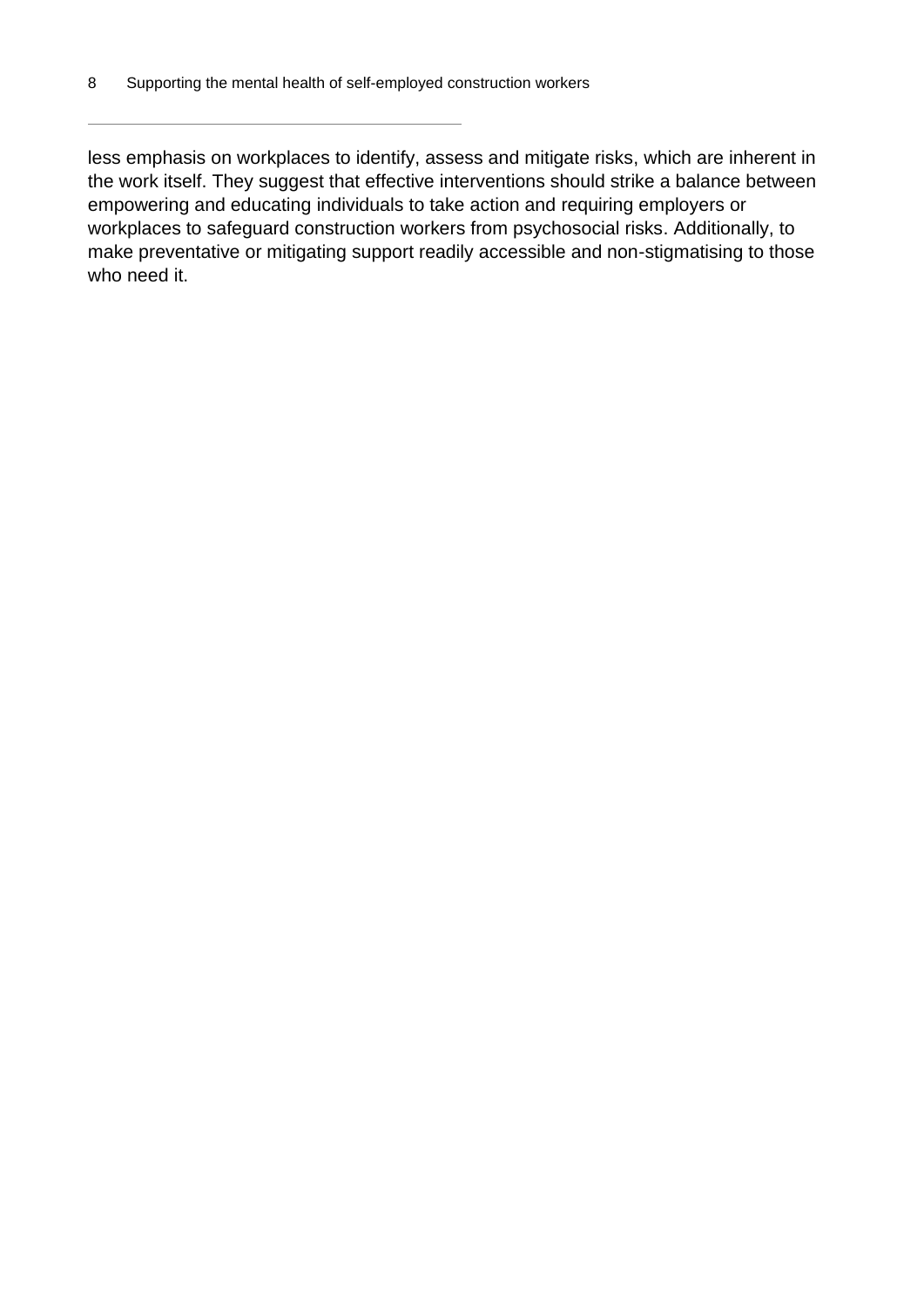less emphasis on workplaces to identify, assess and mitigate risks, which are inherent in the work itself. They suggest that effective interventions should strike a balance between empowering and educating individuals to take action and requiring employers or workplaces to safeguard construction workers from psychosocial risks. Additionally, to make preventative or mitigating support readily accessible and non-stigmatising to those who need it.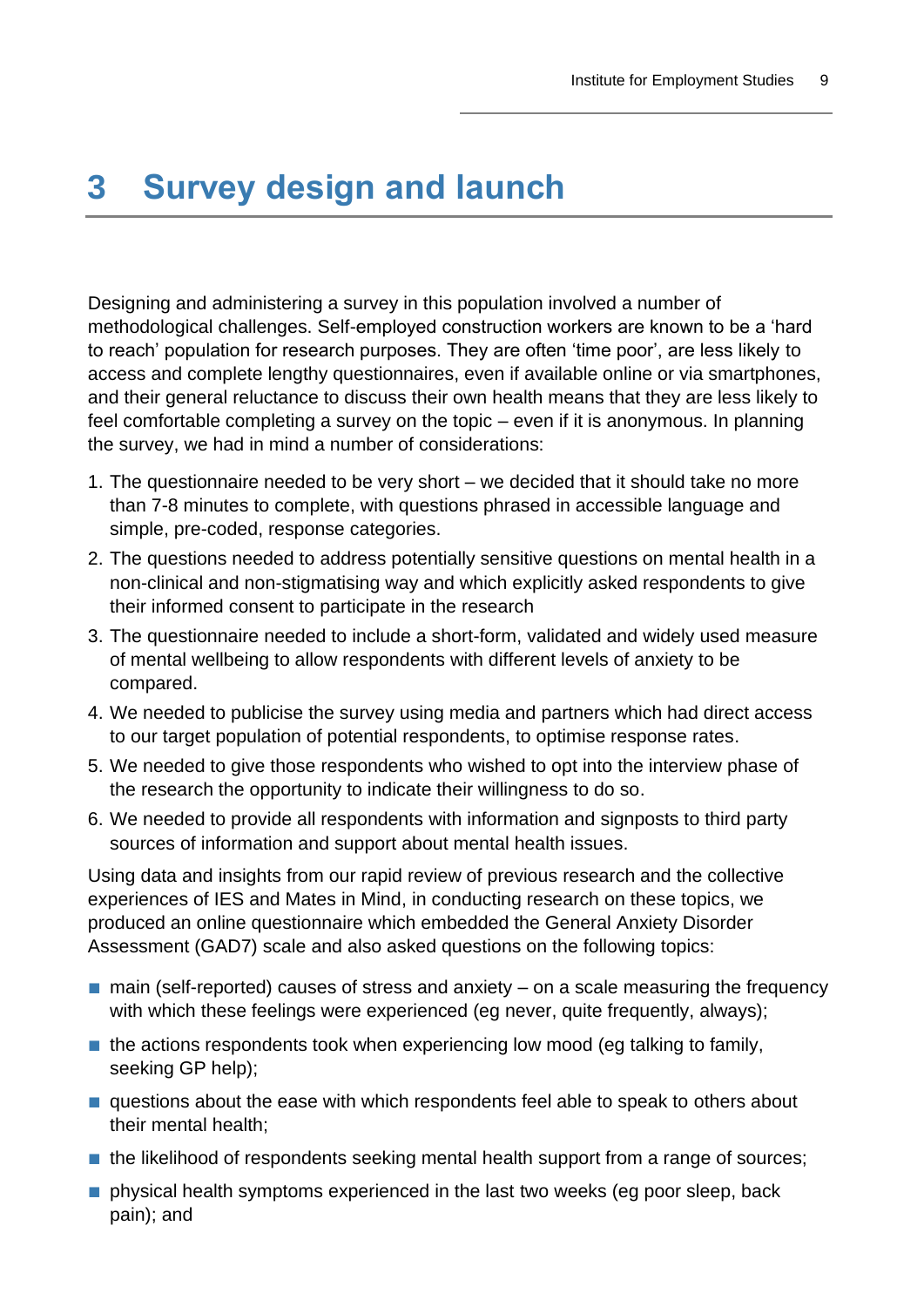# 3 Survey design and launch

Designing and administering a survey in this population involved a number of methodological challenges. Self-employed construction workers are known to be a 'hard to reach' population for research purposes. They are often 'time poor', are less likely to access and complete lengthy questionnaires, even if available online or via smartphones, and their general reluctance to discuss their own health means that they are less likely to feel comfortable completing a survey on the topic – even if it is anonymous. In planning the survey, we had in mind a number of considerations:

1. The questionnaire needed to be very short – we decided that it should take no more than 7-8 minutes to complete, with questions phrased in accessible language and simple, pre-coded, response categories.
2. The questions needed to address potentially sensitive questions on mental health in a non-clinical and non-stigmatising way and which explicitly asked respondents to give their informed consent to participate in the research
3. The questionnaire needed to include a short-form, validated and widely used measure of mental wellbeing to allow respondents with different levels of anxiety to be compared.
4. We needed to publicise the survey using media and partners which had direct access to our target population of potential respondents, to optimise response rates.
5. We needed to give those respondents who wished to opt into the interview phase of the research the opportunity to indicate their willingness to do so.
6. We needed to provide all respondents with information and signposts to third party sources of information and support about mental health issues.

Using data and insights from our rapid review of previous research and the collective experiences of IES and Mates in Mind, in conducting research on these topics, we produced an online questionnaire which embedded the General Anxiety Disorder Assessment (GAD7) scale and also asked questions on the following topics:

- main (self-reported) causes of stress and anxiety – on a scale measuring the frequency with which these feelings were experienced (eg never, quite frequently, always);
- the actions respondents took when experiencing low mood (eg talking to family, seeking GP help);
- questions about the ease with which respondents feel able to speak to others about their mental health;
- the likelihood of respondents seeking mental health support from a range of sources;
- physical health symptoms experienced in the last two weeks (eg poor sleep, back pain); and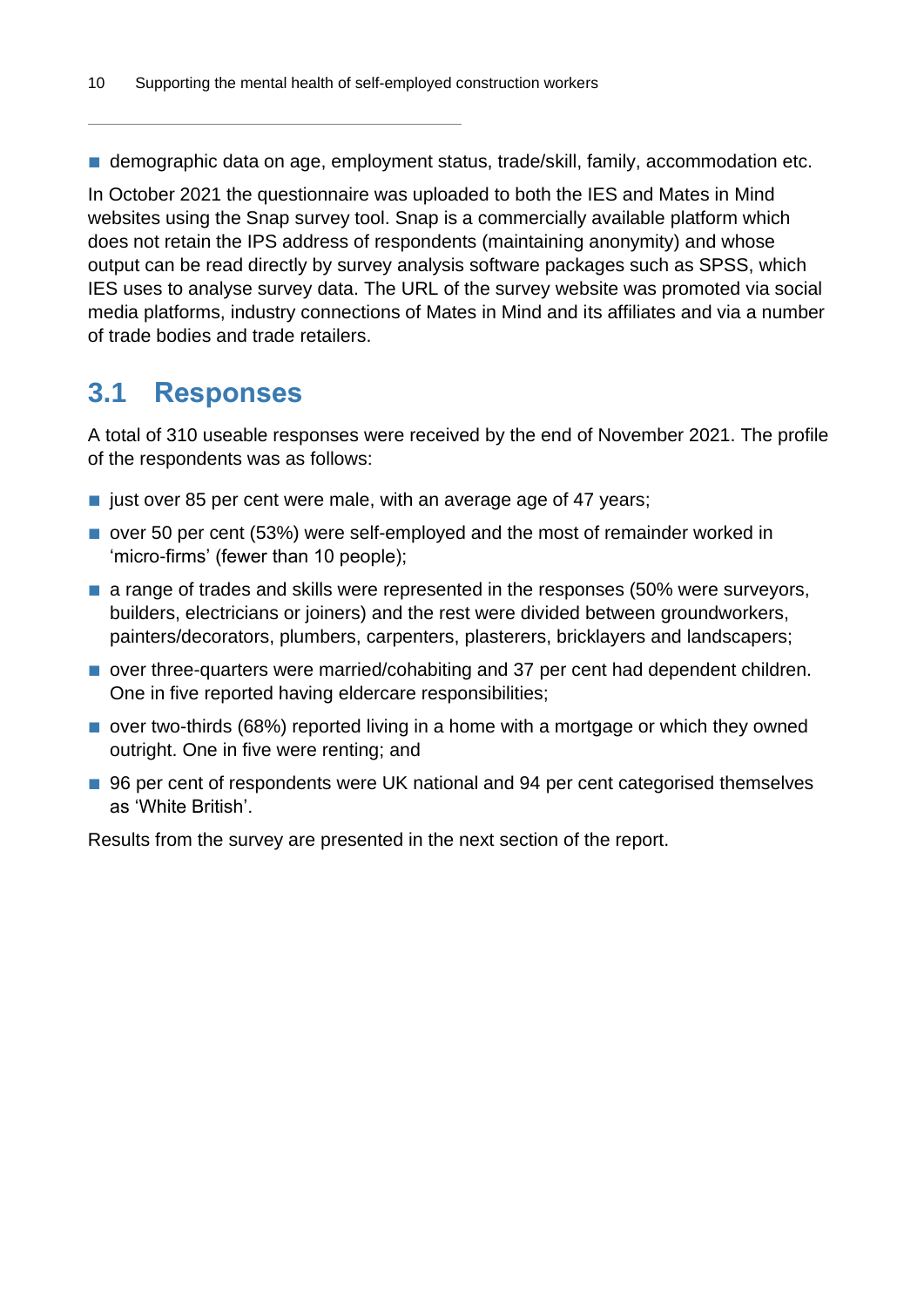- demographic data on age, employment status, trade/skill, family, accommodation etc.

In October 2021 the questionnaire was uploaded to both the IES and Mates in Mind websites using the Snap survey tool. Snap is a commercially available platform which does not retain the IPS address of respondents (maintaining anonymity) and whose output can be read directly by survey analysis software packages such as SPSS, which IES uses to analyse survey data. The URL of the survey website was promoted via social media platforms, industry connections of Mates in Mind and its affiliates and via a number of trade bodies and trade retailers.

## 3.1 Responses

A total of 310 useable responses were received by the end of November 2021. The profile of the respondents was as follows:

- just over 85 per cent were male, with an average age of 47 years;
- over 50 per cent (53%) were self-employed and the most of remainder worked in 'micro-firms' (fewer than 10 people);
- a range of trades and skills were represented in the responses (50% were surveyors, builders, electricians or joiners) and the rest were divided between groundworkers, painters/decorators, plumbers, carpenters, plasterers, bricklayers and landscapers;
- over three-quarters were married/cohabiting and 37 per cent had dependent children. One in five reported having eldercare responsibilities;
- over two-thirds (68%) reported living in a home with a mortgage or which they owned outright. One in five were renting; and
- 96 per cent of respondents were UK national and 94 per cent categorised themselves as 'White British'.

Results from the survey are presented in the next section of the report.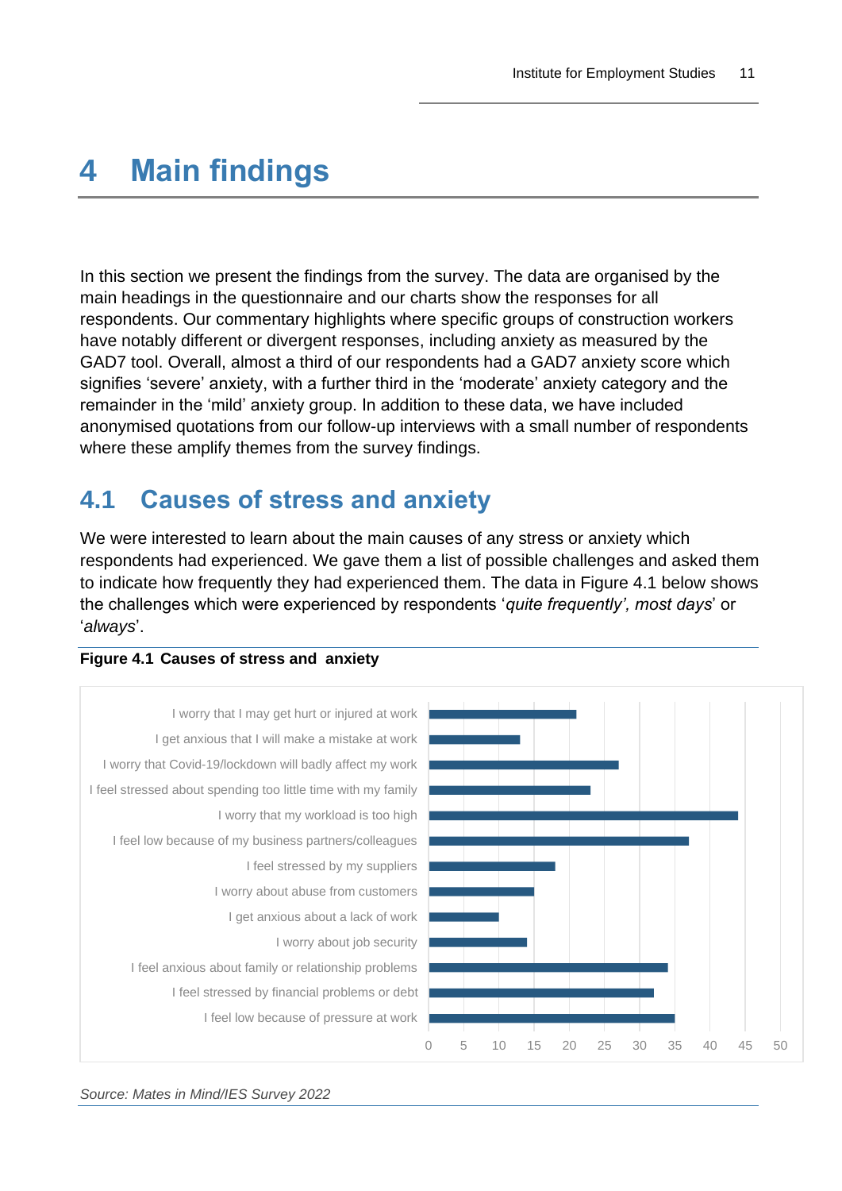# 4 Main findings

In this section we present the findings from the survey. The data are organised by the main headings in the questionnaire and our charts show the responses for all respondents. Our commentary highlights where specific groups of construction workers have notably different or divergent responses, including anxiety as measured by the GAD7 tool. Overall, almost a third of our respondents had a GAD7 anxiety score which signifies 'severe' anxiety, with a further third in the 'moderate' anxiety category and the remainder in the 'mild' anxiety group. In addition to these data, we have included anonymised quotations from our follow-up interviews with a small number of respondents where these amplify themes from the survey findings.

## 4.1 Causes of stress and anxiety

We were interested to learn about the main causes of any stress or anxiety which respondents had experienced. We gave them a list of possible challenges and asked them to indicate how frequently they had experienced them. The data in Figure 4.1 below shows the challenges which were experienced by respondents '*quite frequently', most days*' or '*always*'.

**Figure 4.1 Causes of stress and anxiety**

- I worry that I may get hurt or injured at work
- I get anxious that I will make a mistake at work
- I worry that Covid-19/lockdown will badly affect my work
- I feel stressed about spending too little time with my family
- I worry that my workload is too high
- I feel low because of my business partners/colleagues
- I feel stressed by my suppliers
- I worry about abuse from customers
- I get anxious about a lack of work
- I worry about job security
- I feel anxious about family or relationship problems
- I feel stressed by financial problems or debt
- I feel low because of pressure at work

*Source: Mates in Mind/IES Survey 2022*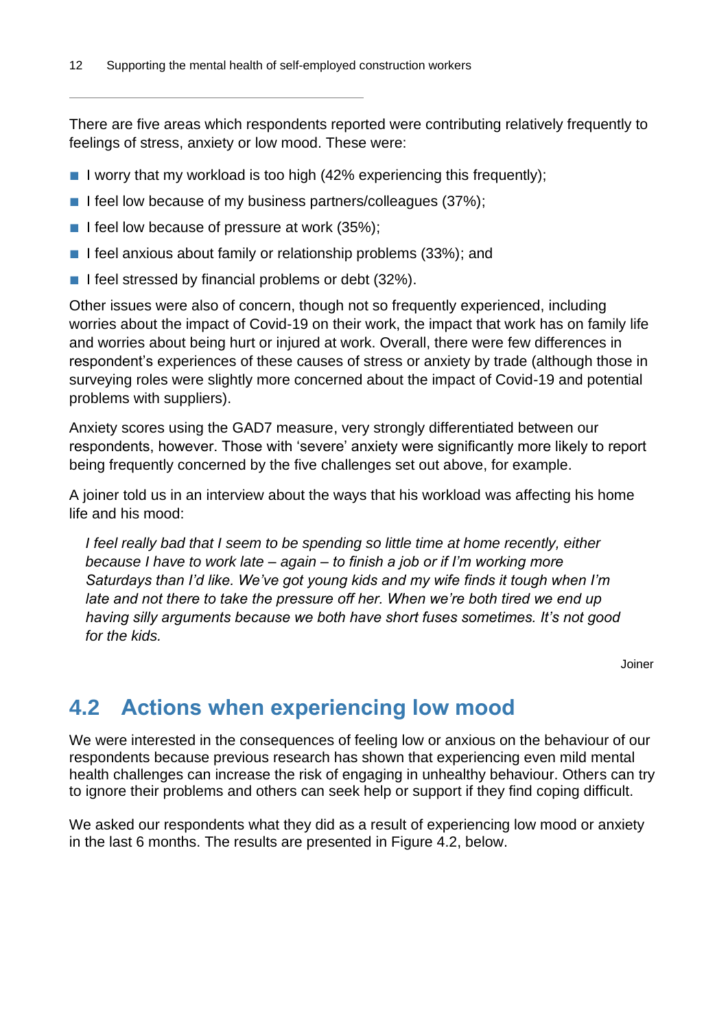There are five areas which respondents reported were contributing relatively frequently to feelings of stress, anxiety or low mood. These were:

- I worry that my workload is too high (42% experiencing this frequently);
- I feel low because of my business partners/colleagues (37%);
- I feel low because of pressure at work (35%);
- I feel anxious about family or relationship problems (33%); and
- I feel stressed by financial problems or debt (32%).

Other issues were also of concern, though not so frequently experienced, including worries about the impact of Covid-19 on their work, the impact that work has on family life and worries about being hurt or injured at work. Overall, there were few differences in respondent's experiences of these causes of stress or anxiety by trade (although those in surveying roles were slightly more concerned about the impact of Covid-19 and potential problems with suppliers).

Anxiety scores using the GAD7 measure, very strongly differentiated between our respondents, however. Those with 'severe' anxiety were significantly more likely to report being frequently concerned by the five challenges set out above, for example.

A joiner told us in an interview about the ways that his workload was affecting his home life and his mood:

> *I feel really bad that I seem to be spending so little time at home recently, either because I have to work late – again – to finish a job or if I'm working more Saturdays than I'd like. We've got young kids and my wife finds it tough when I'm late and not there to take the pressure off her. When we're both tired we end up having silly arguments because we both have short fuses sometimes. It's not good for the kids.*
>
> Joiner

## 4.2 Actions when experiencing low mood

We were interested in the consequences of feeling low or anxious on the behaviour of our respondents because previous research has shown that experiencing even mild mental health challenges can increase the risk of engaging in unhealthy behaviour. Others can try to ignore their problems and others can seek help or support if they find coping difficult.

We asked our respondents what they did as a result of experiencing low mood or anxiety in the last 6 months. The results are presented in Figure 4.2, below.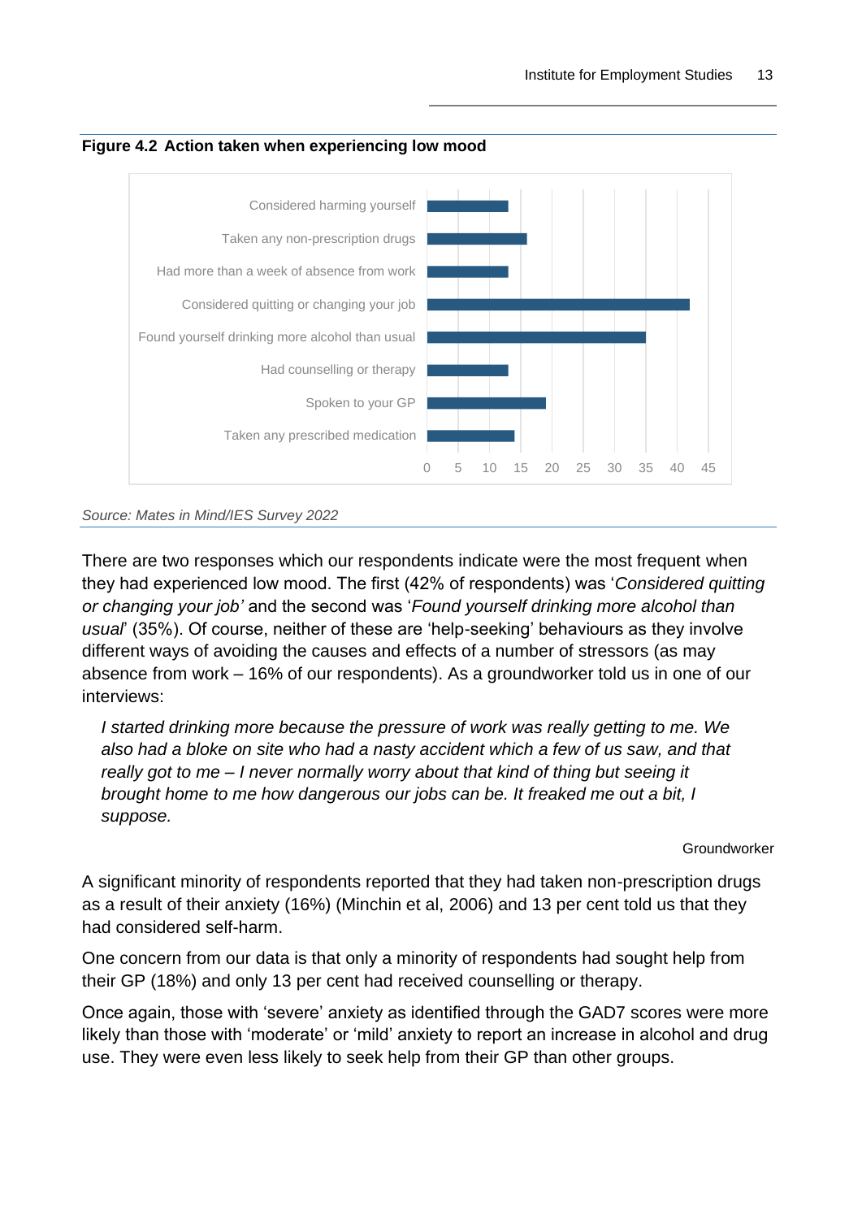**Figure 4.2 Action taken when experiencing low mood**

Source: Mates in Mind/IES Survey 2022

There are two responses which our respondents indicate were the most frequent when they had experienced low mood. The first (42% of respondents) was '*Considered quitting or changing your job'* and the second was '*Found yourself drinking more alcohol than usual*' (35%). Of course, neither of these are 'help-seeking' behaviours as they involve different ways of avoiding the causes and effects of a number of stressors (as may absence from work – 16% of our respondents). As a groundworker told us in one of our interviews:

> *I started drinking more because the pressure of work was really getting to me. We also had a bloke on site who had a nasty accident which a few of us saw, and that really got to me – I never normally worry about that kind of thing but seeing it brought home to me how dangerous our jobs can be. It freaked me out a bit, I suppose.*
>
> Groundworker

A significant minority of respondents reported that they had taken non-prescription drugs as a result of their anxiety (16%) (Minchin et al, 2006) and 13 per cent told us that they had considered self-harm.

One concern from our data is that only a minority of respondents had sought help from their GP (18%) and only 13 per cent had received counselling or therapy.

Once again, those with 'severe' anxiety as identified through the GAD7 scores were more likely than those with 'moderate' or 'mild' anxiety to report an increase in alcohol and drug use. They were even less likely to seek help from their GP than other groups.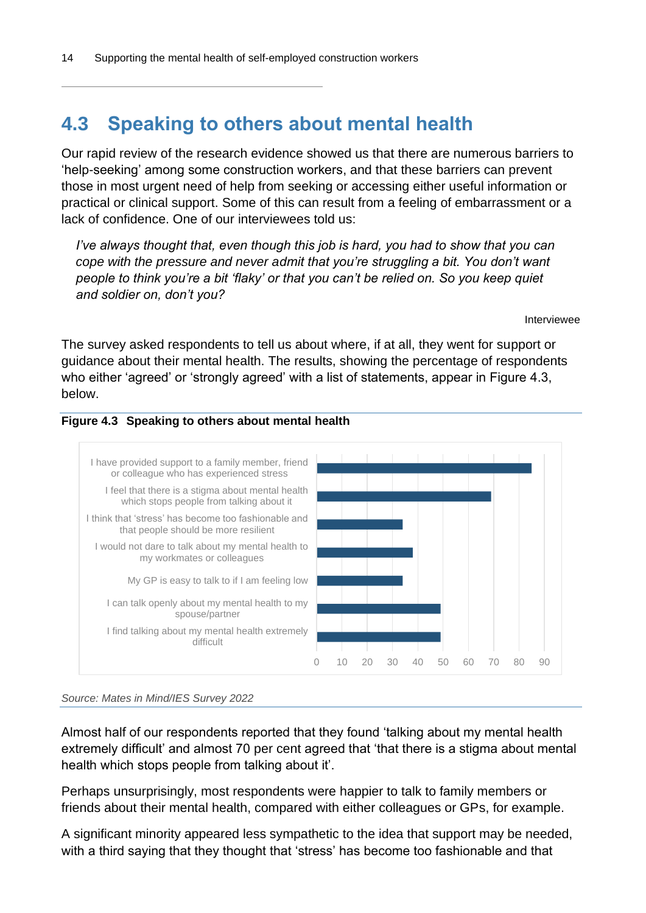## 4.3 Speaking to others about mental health

Our rapid review of the research evidence showed us that there are numerous barriers to 'help-seeking' among some construction workers, and that these barriers can prevent those in most urgent need of help from seeking or accessing either useful information or practical or clinical support. Some of this can result from a feeling of embarrassment or a lack of confidence. One of our interviewees told us:

> *I've always thought that, even though this job is hard, you had to show that you can cope with the pressure and never admit that you're struggling a bit. You don't want people to think you're a bit 'flaky' or that you can't be relied on. So you keep quiet and soldier on, don't you?*
>
> Interviewee

The survey asked respondents to tell us about where, if at all, they went for support or guidance about their mental health. The results, showing the percentage of respondents who either 'agreed' or 'strongly agreed' with a list of statements, appear in Figure 4.3, below.

**Figure 4.3 Speaking to others about mental health**

| Statement | % agreed or strongly agreed (approx.) |
|---|---|
| I have provided support to a family member, friend or colleague who has experienced stress | 85 |
| I feel that there is a stigma about mental health which stops people from talking about it | 69 |
| I think that 'stress' has become too fashionable and that people should be more resilient | 34 |
| I would not dare to talk about my mental health to my workmates or colleagues | 38 |
| My GP is easy to talk to if I am feeling low | 34 |
| I can talk openly about my mental health to my spouse/partner | 49 |
| I find talking about my mental health extremely difficult | 49 |

*Source: Mates in Mind/IES Survey 2022*

Almost half of our respondents reported that they found 'talking about my mental health extremely difficult' and almost 70 per cent agreed that 'that there is a stigma about mental health which stops people from talking about it'.

Perhaps unsurprisingly, most respondents were happier to talk to family members or friends about their mental health, compared with either colleagues or GPs, for example.

A significant minority appeared less sympathetic to the idea that support may be needed, with a third saying that they thought that 'stress' has become too fashionable and that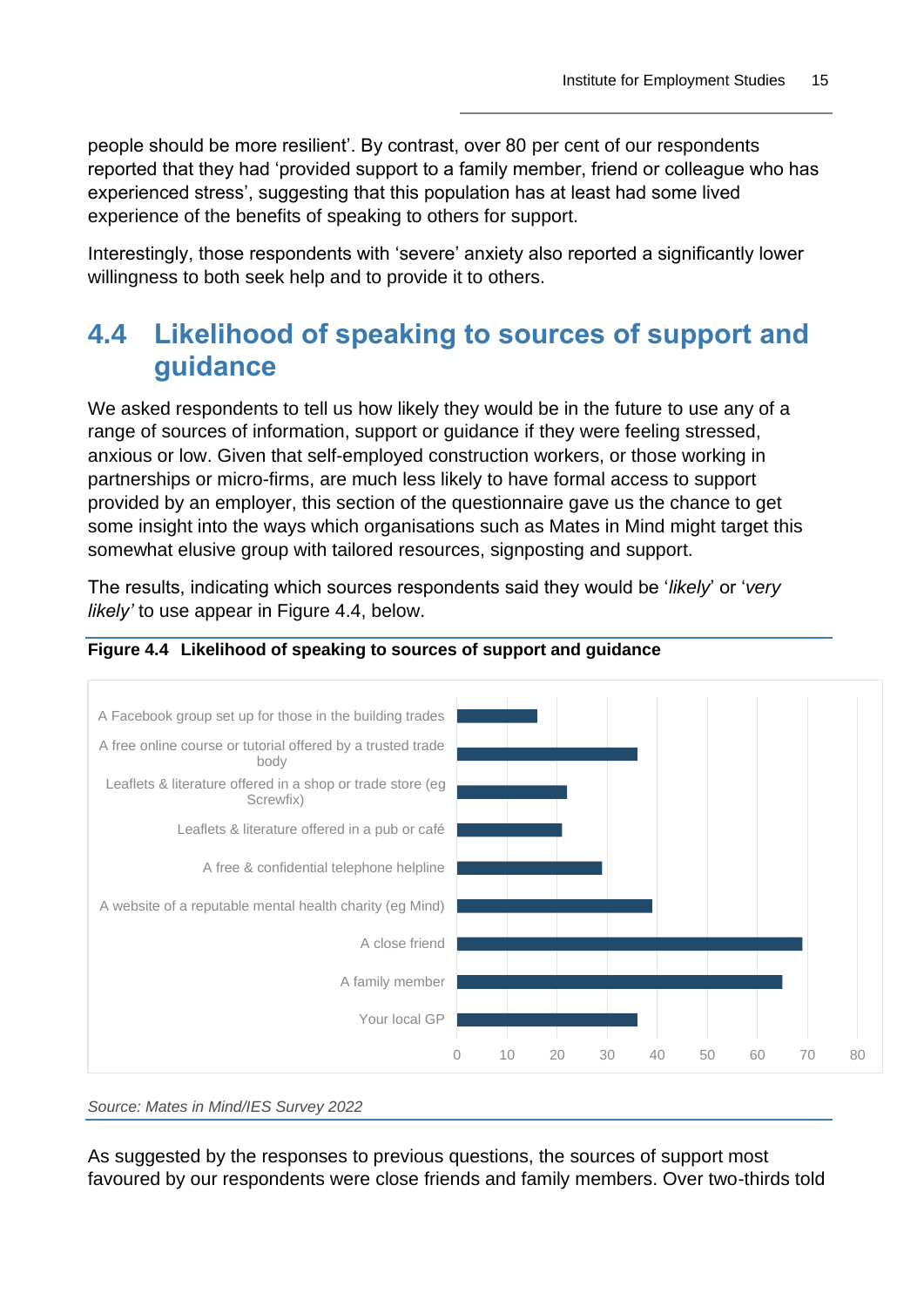people should be more resilient'. By contrast, over 80 per cent of our respondents reported that they had 'provided support to a family member, friend or colleague who has experienced stress', suggesting that this population has at least had some lived experience of the benefits of speaking to others for support.

Interestingly, those respondents with 'severe' anxiety also reported a significantly lower willingness to both seek help and to provide it to others.

## 4.4 Likelihood of speaking to sources of support and guidance

We asked respondents to tell us how likely they would be in the future to use any of a range of sources of information, support or guidance if they were feeling stressed, anxious or low. Given that self-employed construction workers, or those working in partnerships or micro-firms, are much less likely to have formal access to support provided by an employer, this section of the questionnaire gave us the chance to get some insight into the ways which organisations such as Mates in Mind might target this somewhat elusive group with tailored resources, signposting and support.

The results, indicating which sources respondents said they would be '*likely*' or '*very likely'* to use appear in Figure 4.4, below.

**Figure 4.4 Likelihood of speaking to sources of support and guidance**

| Source | Value |
|---|---|
| A Facebook group set up for those in the building trades | 16 |
| A free online course or tutorial offered by a trusted trade body | 36 |
| Leaflets & literature offered in a shop or trade store (eg Screwfix) | 22 |
| Leaflets & literature offered in a pub or café | 21 |
| A free & confidential telephone helpline | 29 |
| A website of a reputable mental health charity (eg Mind) | 39 |
| A close friend | 69 |
| A family member | 65 |
| Your local GP | 36 |

*Source: Mates in Mind/IES Survey 2022*

As suggested by the responses to previous questions, the sources of support most favoured by our respondents were close friends and family members. Over two-thirds told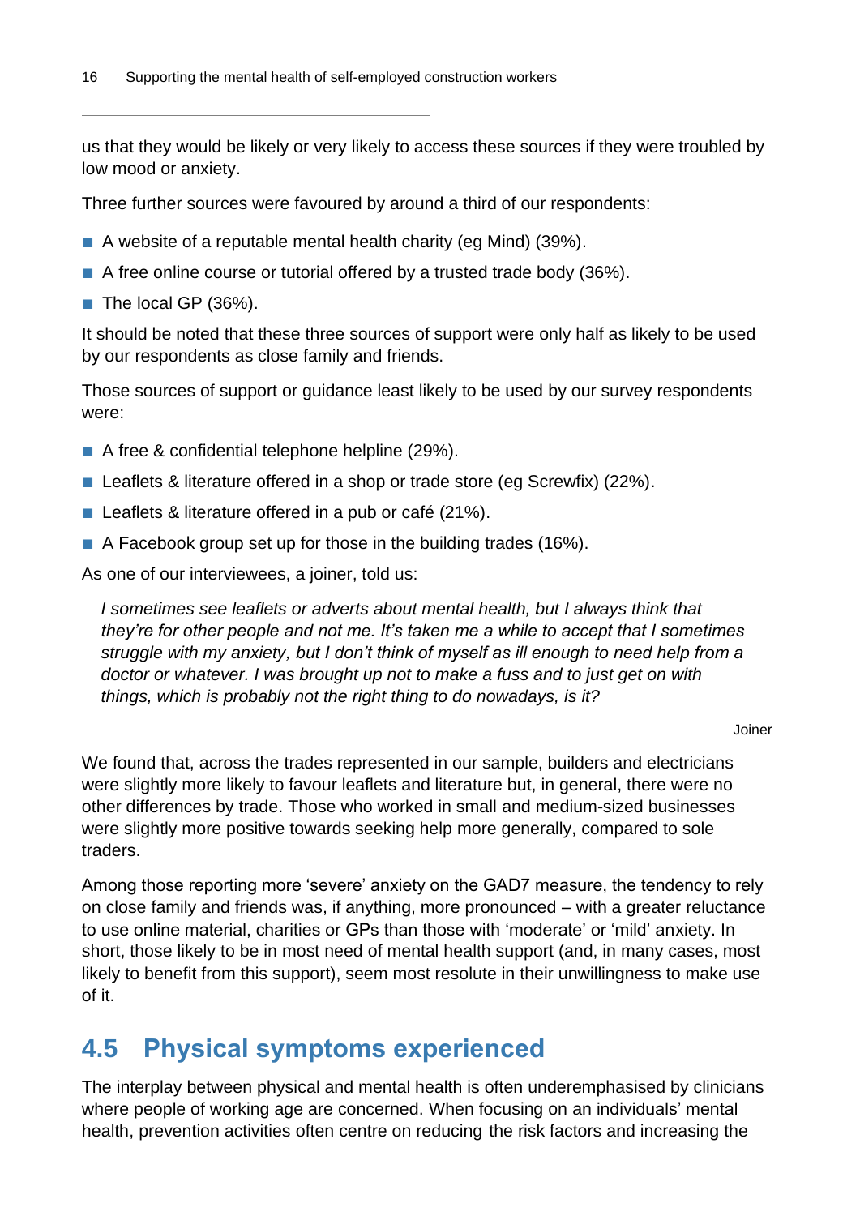us that they would be likely or very likely to access these sources if they were troubled by low mood or anxiety.

Three further sources were favoured by around a third of our respondents:

- A website of a reputable mental health charity (eg Mind) (39%).
- A free online course or tutorial offered by a trusted trade body (36%).
- The local GP (36%).

It should be noted that these three sources of support were only half as likely to be used by our respondents as close family and friends.

Those sources of support or guidance least likely to be used by our survey respondents were:

- A free & confidential telephone helpline (29%).
- Leaflets & literature offered in a shop or trade store (eg Screwfix) (22%).
- Leaflets & literature offered in a pub or café (21%).
- A Facebook group set up for those in the building trades (16%).

As one of our interviewees, a joiner, told us:

> *I sometimes see leaflets or adverts about mental health, but I always think that they're for other people and not me. It's taken me a while to accept that I sometimes struggle with my anxiety, but I don't think of myself as ill enough to need help from a doctor or whatever. I was brought up not to make a fuss and to just get on with things, which is probably not the right thing to do nowadays, is it?*
>
> Joiner

We found that, across the trades represented in our sample, builders and electricians were slightly more likely to favour leaflets and literature but, in general, there were no other differences by trade. Those who worked in small and medium-sized businesses were slightly more positive towards seeking help more generally, compared to sole traders.

Among those reporting more 'severe' anxiety on the GAD7 measure, the tendency to rely on close family and friends was, if anything, more pronounced – with a greater reluctance to use online material, charities or GPs than those with 'moderate' or 'mild' anxiety. In short, those likely to be in most need of mental health support (and, in many cases, most likely to benefit from this support), seem most resolute in their unwillingness to make use of it.

## 4.5 Physical symptoms experienced

The interplay between physical and mental health is often underemphasised by clinicians where people of working age are concerned. When focusing on an individuals' mental health, prevention activities often centre on reducing the risk factors and increasing the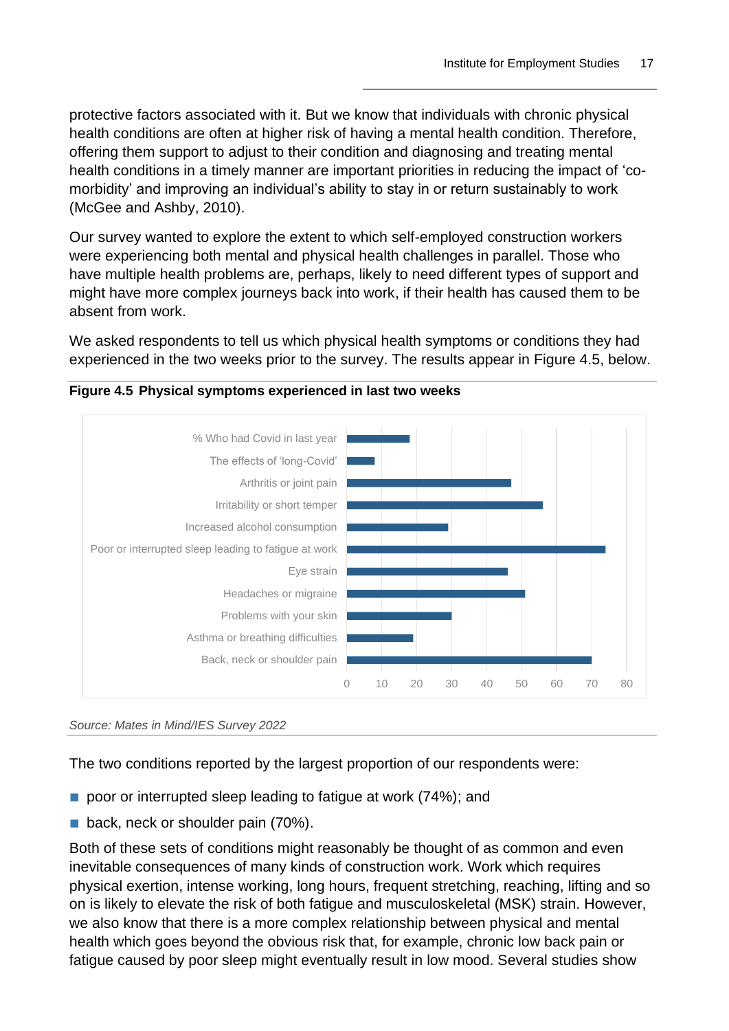protective factors associated with it. But we know that individuals with chronic physical health conditions are often at higher risk of having a mental health condition. Therefore, offering them support to adjust to their condition and diagnosing and treating mental health conditions in a timely manner are important priorities in reducing the impact of 'co-morbidity' and improving an individual's ability to stay in or return sustainably to work (McGee and Ashby, 2010).

Our survey wanted to explore the extent to which self-employed construction workers were experiencing both mental and physical health challenges in parallel. Those who have multiple health problems are, perhaps, likely to need different types of support and might have more complex journeys back into work, if their health has caused them to be absent from work.

We asked respondents to tell us which physical health symptoms or conditions they had experienced in the two weeks prior to the survey. The results appear in Figure 4.5, below.

**Figure 4.5 Physical symptoms experienced in last two weeks**

*Source: Mates in Mind/IES Survey 2022*

The two conditions reported by the largest proportion of our respondents were:

- poor or interrupted sleep leading to fatigue at work (74%); and
- back, neck or shoulder pain (70%).

Both of these sets of conditions might reasonably be thought of as common and even inevitable consequences of many kinds of construction work. Work which requires physical exertion, intense working, long hours, frequent stretching, reaching, lifting and so on is likely to elevate the risk of both fatigue and musculoskeletal (MSK) strain. However, we also know that there is a more complex relationship between physical and mental health which goes beyond the obvious risk that, for example, chronic low back pain or fatigue caused by poor sleep might eventually result in low mood. Several studies show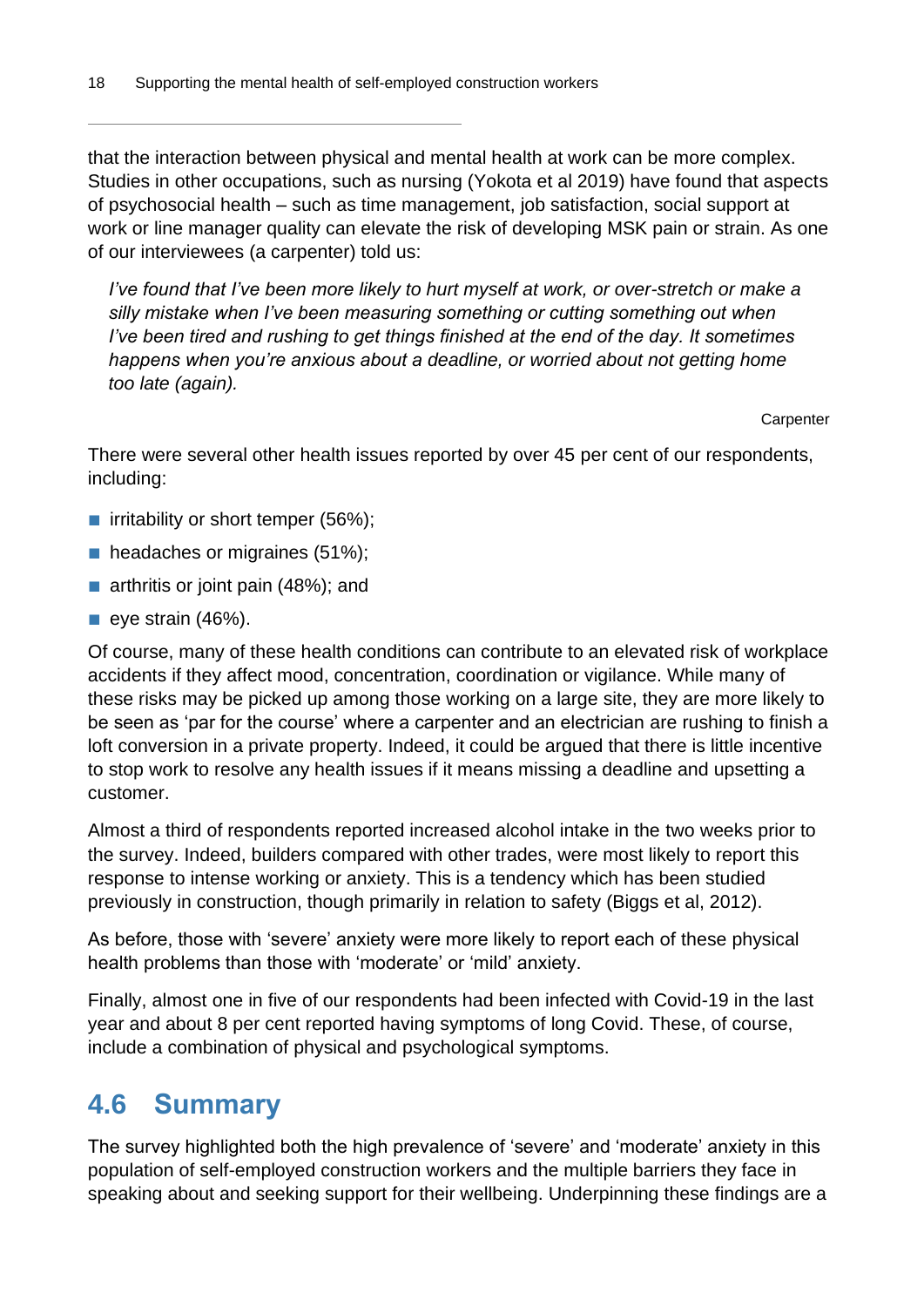that the interaction between physical and mental health at work can be more complex. Studies in other occupations, such as nursing (Yokota et al 2019) have found that aspects of psychosocial health – such as time management, job satisfaction, social support at work or line manager quality can elevate the risk of developing MSK pain or strain. As one of our interviewees (a carpenter) told us:

> *I've found that I've been more likely to hurt myself at work, or over-stretch or make a silly mistake when I've been measuring something or cutting something out when I've been tired and rushing to get things finished at the end of the day. It sometimes happens when you're anxious about a deadline, or worried about not getting home too late (again).*
>
> Carpenter

There were several other health issues reported by over 45 per cent of our respondents, including:

- irritability or short temper (56%);
- headaches or migraines (51%);
- arthritis or joint pain (48%); and
- eye strain (46%).

Of course, many of these health conditions can contribute to an elevated risk of workplace accidents if they affect mood, concentration, coordination or vigilance. While many of these risks may be picked up among those working on a large site, they are more likely to be seen as 'par for the course' where a carpenter and an electrician are rushing to finish a loft conversion in a private property. Indeed, it could be argued that there is little incentive to stop work to resolve any health issues if it means missing a deadline and upsetting a customer.

Almost a third of respondents reported increased alcohol intake in the two weeks prior to the survey. Indeed, builders compared with other trades, were most likely to report this response to intense working or anxiety. This is a tendency which has been studied previously in construction, though primarily in relation to safety (Biggs et al, 2012).

As before, those with 'severe' anxiety were more likely to report each of these physical health problems than those with 'moderate' or 'mild' anxiety.

Finally, almost one in five of our respondents had been infected with Covid-19 in the last year and about 8 per cent reported having symptoms of long Covid. These, of course, include a combination of physical and psychological symptoms.

## 4.6 Summary

The survey highlighted both the high prevalence of 'severe' and 'moderate' anxiety in this population of self-employed construction workers and the multiple barriers they face in speaking about and seeking support for their wellbeing. Underpinning these findings are a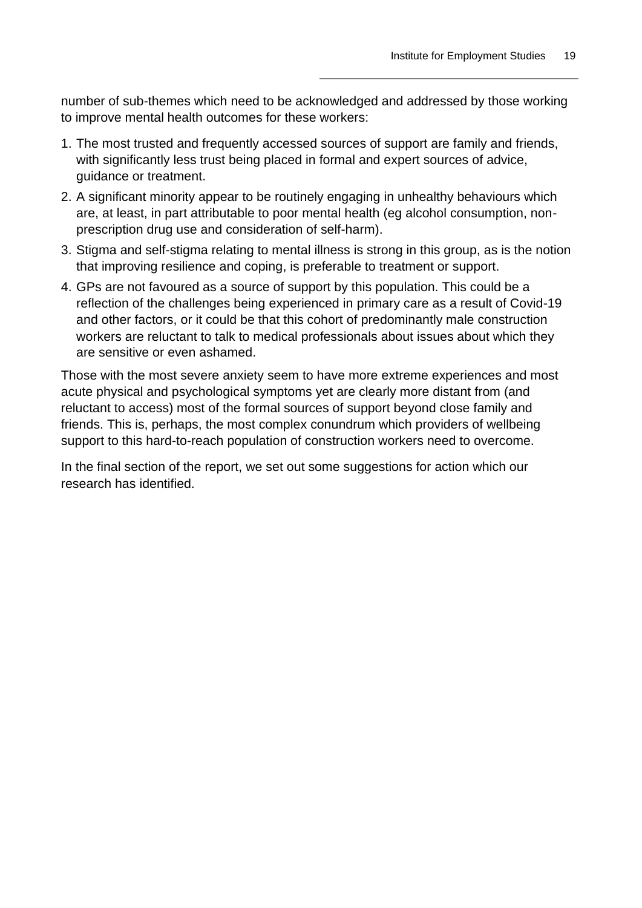number of sub-themes which need to be acknowledged and addressed by those working to improve mental health outcomes for these workers:

1. The most trusted and frequently accessed sources of support are family and friends, with significantly less trust being placed in formal and expert sources of advice, guidance or treatment.
2. A significant minority appear to be routinely engaging in unhealthy behaviours which are, at least, in part attributable to poor mental health (eg alcohol consumption, non-prescription drug use and consideration of self-harm).
3. Stigma and self-stigma relating to mental illness is strong in this group, as is the notion that improving resilience and coping, is preferable to treatment or support.
4. GPs are not favoured as a source of support by this population. This could be a reflection of the challenges being experienced in primary care as a result of Covid-19 and other factors, or it could be that this cohort of predominantly male construction workers are reluctant to talk to medical professionals about issues about which they are sensitive or even ashamed.

Those with the most severe anxiety seem to have more extreme experiences and most acute physical and psychological symptoms yet are clearly more distant from (and reluctant to access) most of the formal sources of support beyond close family and friends. This is, perhaps, the most complex conundrum which providers of wellbeing support to this hard-to-reach population of construction workers need to overcome.

In the final section of the report, we set out some suggestions for action which our research has identified.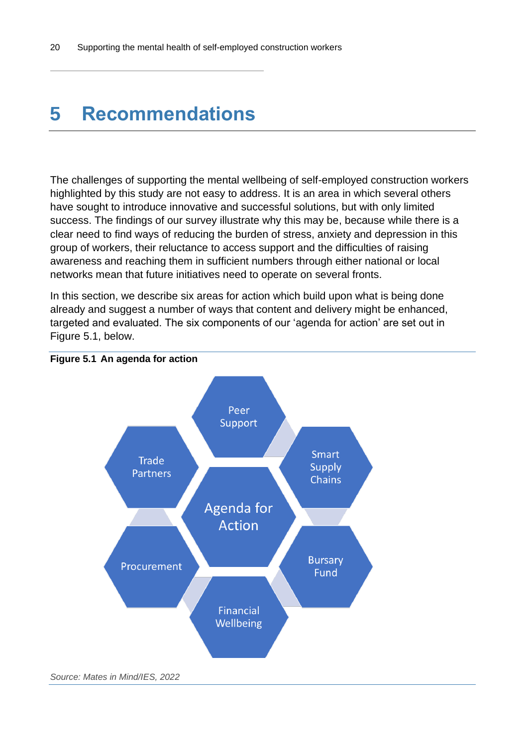# 5 Recommendations

The challenges of supporting the mental wellbeing of self-employed construction workers highlighted by this study are not easy to address. It is an area in which several others have sought to introduce innovative and successful solutions, but with only limited success. The findings of our survey illustrate why this may be, because while there is a clear need to find ways of reducing the burden of stress, anxiety and depression in this group of workers, their reluctance to access support and the difficulties of raising awareness and reaching them in sufficient numbers through either national or local networks mean that future initiatives need to operate on several fronts.

In this section, we describe six areas for action which build upon what is being done already and suggest a number of ways that content and delivery might be enhanced, targeted and evaluated. The six components of our 'agenda for action' are set out in Figure 5.1, below.

**Figure 5.1 An agenda for action**

Agenda for Action

- Peer Support
- Smart Supply Chains
- Bursary Fund
- Financial Wellbeing
- Procurement
- Trade Partners

*Source: Mates in Mind/IES, 2022*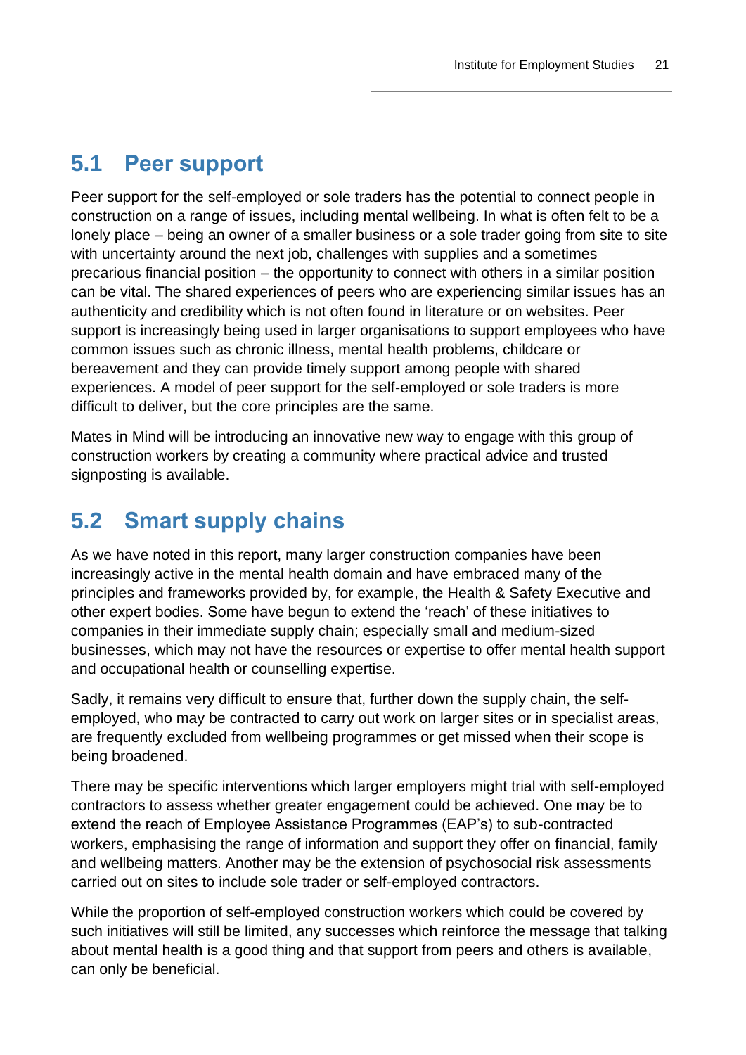## 5.1 Peer support

Peer support for the self-employed or sole traders has the potential to connect people in construction on a range of issues, including mental wellbeing. In what is often felt to be a lonely place – being an owner of a smaller business or a sole trader going from site to site with uncertainty around the next job, challenges with supplies and a sometimes precarious financial position – the opportunity to connect with others in a similar position can be vital. The shared experiences of peers who are experiencing similar issues has an authenticity and credibility which is not often found in literature or on websites. Peer support is increasingly being used in larger organisations to support employees who have common issues such as chronic illness, mental health problems, childcare or bereavement and they can provide timely support among people with shared experiences. A model of peer support for the self-employed or sole traders is more difficult to deliver, but the core principles are the same.

Mates in Mind will be introducing an innovative new way to engage with this group of construction workers by creating a community where practical advice and trusted signposting is available.

## 5.2 Smart supply chains

As we have noted in this report, many larger construction companies have been increasingly active in the mental health domain and have embraced many of the principles and frameworks provided by, for example, the Health & Safety Executive and other expert bodies. Some have begun to extend the 'reach' of these initiatives to companies in their immediate supply chain; especially small and medium-sized businesses, which may not have the resources or expertise to offer mental health support and occupational health or counselling expertise.

Sadly, it remains very difficult to ensure that, further down the supply chain, the self-employed, who may be contracted to carry out work on larger sites or in specialist areas, are frequently excluded from wellbeing programmes or get missed when their scope is being broadened.

There may be specific interventions which larger employers might trial with self-employed contractors to assess whether greater engagement could be achieved. One may be to extend the reach of Employee Assistance Programmes (EAP's) to sub-contracted workers, emphasising the range of information and support they offer on financial, family and wellbeing matters. Another may be the extension of psychosocial risk assessments carried out on sites to include sole trader or self-employed contractors.

While the proportion of self-employed construction workers which could be covered by such initiatives will still be limited, any successes which reinforce the message that talking about mental health is a good thing and that support from peers and others is available, can only be beneficial.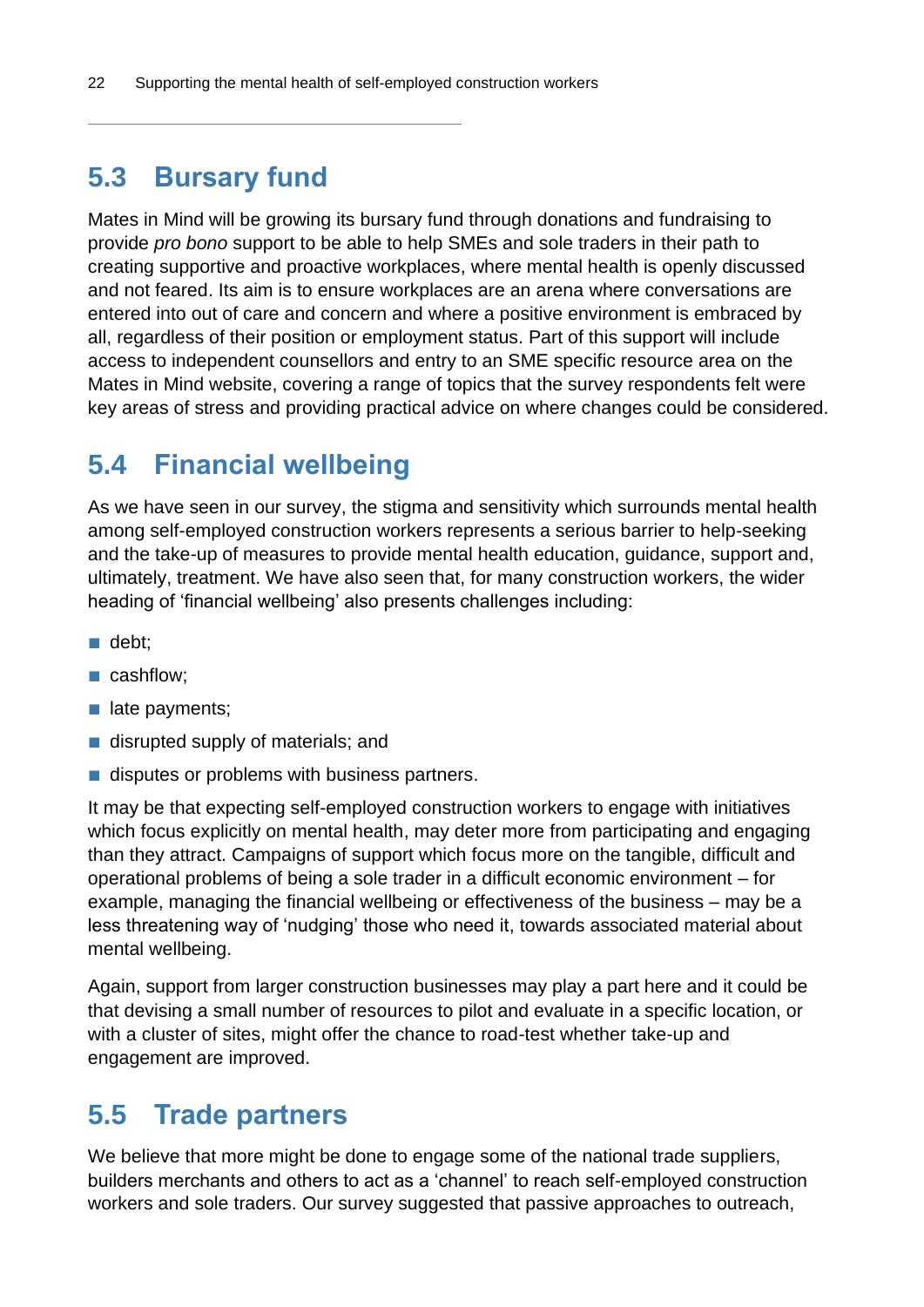## 5.3 Bursary fund

Mates in Mind will be growing its bursary fund through donations and fundraising to provide *pro bono* support to be able to help SMEs and sole traders in their path to creating supportive and proactive workplaces, where mental health is openly discussed and not feared. Its aim is to ensure workplaces are an arena where conversations are entered into out of care and concern and where a positive environment is embraced by all, regardless of their position or employment status. Part of this support will include access to independent counsellors and entry to an SME specific resource area on the Mates in Mind website, covering a range of topics that the survey respondents felt were key areas of stress and providing practical advice on where changes could be considered.

## 5.4 Financial wellbeing

As we have seen in our survey, the stigma and sensitivity which surrounds mental health among self-employed construction workers represents a serious barrier to help-seeking and the take-up of measures to provide mental health education, guidance, support and, ultimately, treatment. We have also seen that, for many construction workers, the wider heading of 'financial wellbeing' also presents challenges including:

- debt;
- cashflow;
- late payments;
- disrupted supply of materials; and
- disputes or problems with business partners.

It may be that expecting self-employed construction workers to engage with initiatives which focus explicitly on mental health, may deter more from participating and engaging than they attract. Campaigns of support which focus more on the tangible, difficult and operational problems of being a sole trader in a difficult economic environment – for example, managing the financial wellbeing or effectiveness of the business – may be a less threatening way of 'nudging' those who need it, towards associated material about mental wellbeing.

Again, support from larger construction businesses may play a part here and it could be that devising a small number of resources to pilot and evaluate in a specific location, or with a cluster of sites, might offer the chance to road-test whether take-up and engagement are improved.

## 5.5 Trade partners

We believe that more might be done to engage some of the national trade suppliers, builders merchants and others to act as a 'channel' to reach self-employed construction workers and sole traders. Our survey suggested that passive approaches to outreach,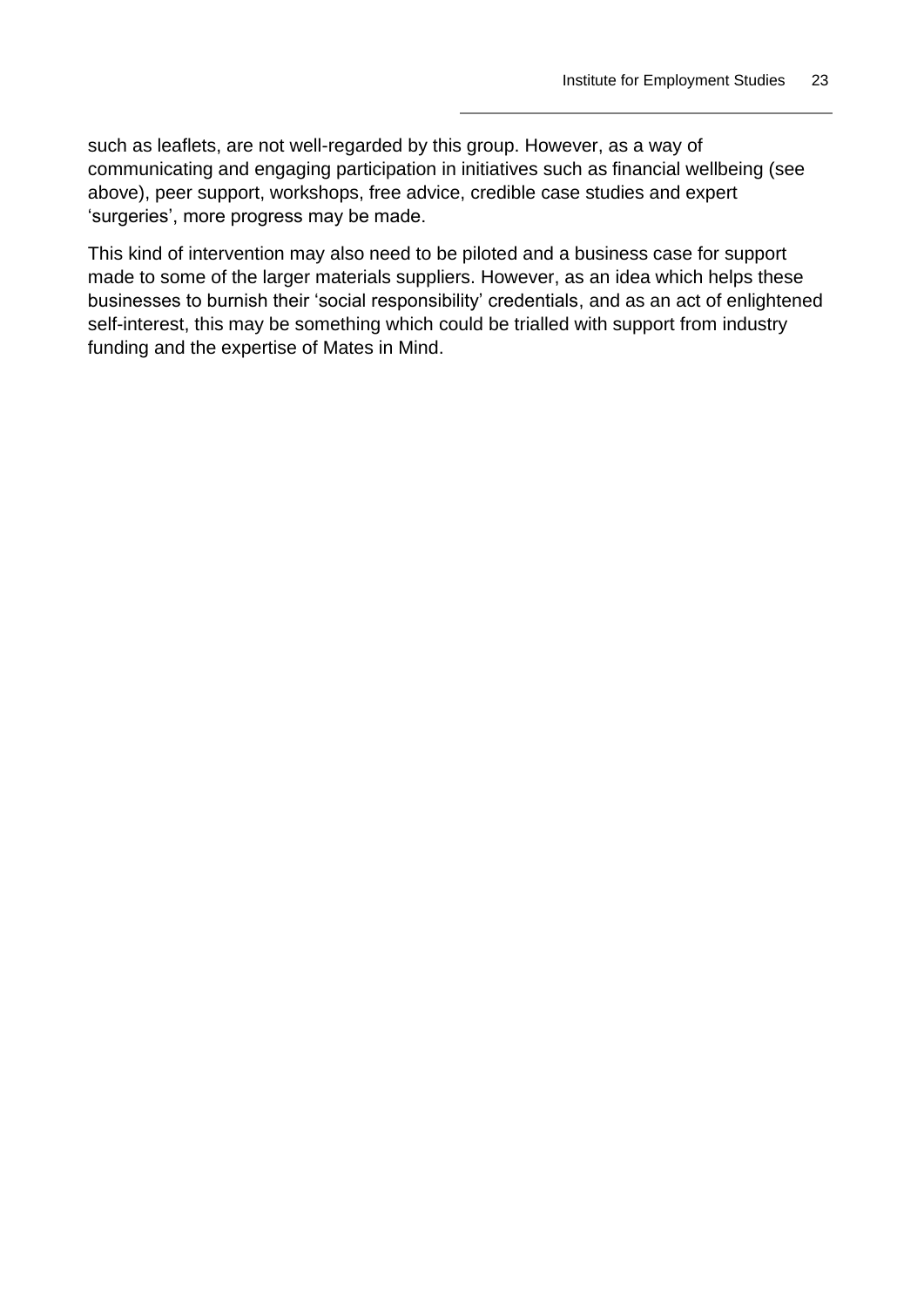such as leaflets, are not well-regarded by this group. However, as a way of communicating and engaging participation in initiatives such as financial wellbeing (see above), peer support, workshops, free advice, credible case studies and expert 'surgeries', more progress may be made.

This kind of intervention may also need to be piloted and a business case for support made to some of the larger materials suppliers. However, as an idea which helps these businesses to burnish their 'social responsibility' credentials, and as an act of enlightened self-interest, this may be something which could be trialled with support from industry funding and the expertise of Mates in Mind.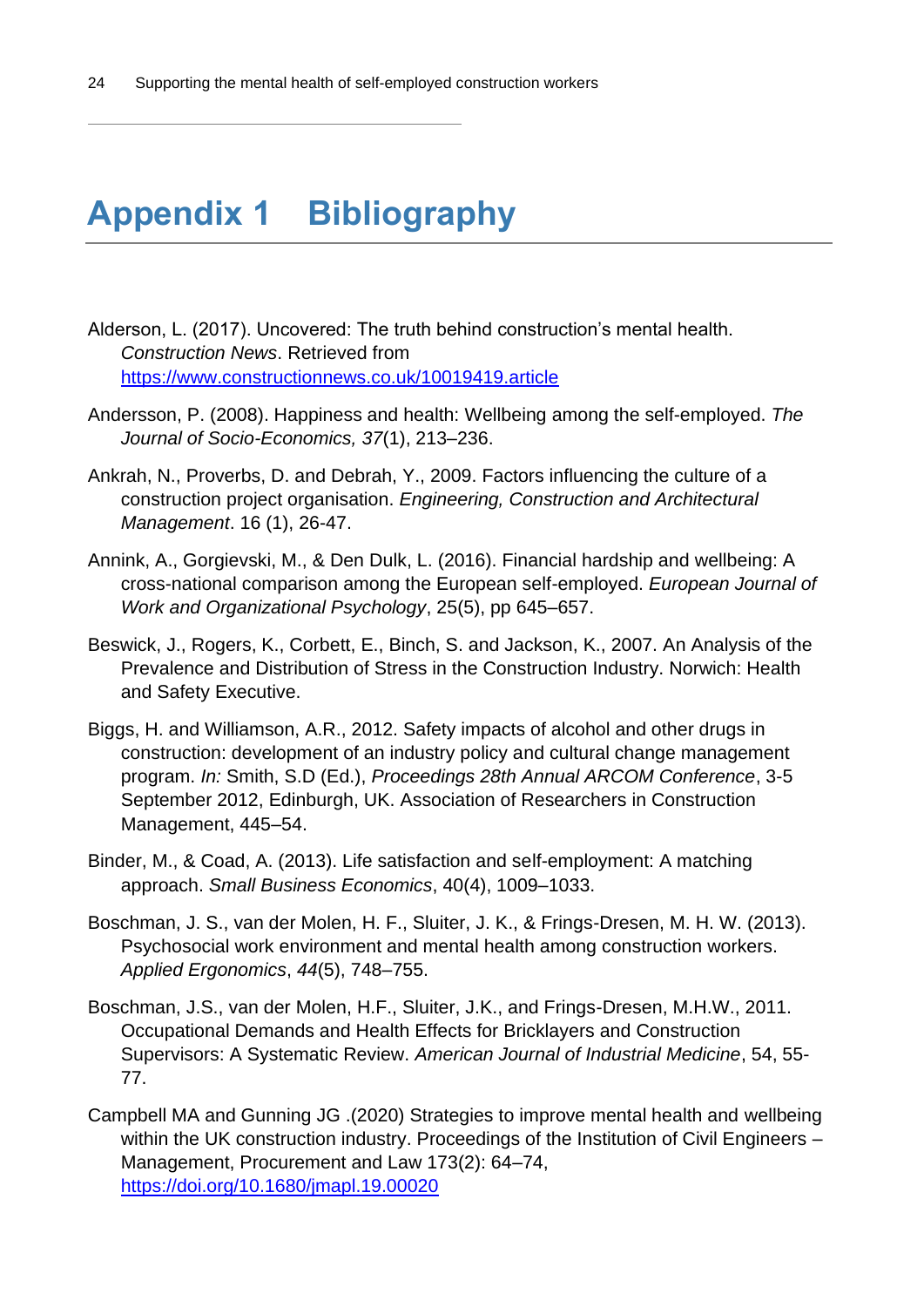# Appendix 1 Bibliography

Alderson, L. (2017). Uncovered: The truth behind construction's mental health. *Construction News*. Retrieved from https://www.constructionnews.co.uk/10019419.article

Andersson, P. (2008). Happiness and health: Wellbeing among the self-employed. *The Journal of Socio-Economics, 37*(1), 213–236.

Ankrah, N., Proverbs, D. and Debrah, Y., 2009. Factors influencing the culture of a construction project organisation. *Engineering, Construction and Architectural Management*. 16 (1), 26-47.

Annink, A., Gorgievski, M., & Den Dulk, L. (2016). Financial hardship and wellbeing: A cross-national comparison among the European self-employed. *European Journal of Work and Organizational Psychology*, 25(5), pp 645–657.

Beswick, J., Rogers, K., Corbett, E., Binch, S. and Jackson, K., 2007. An Analysis of the Prevalence and Distribution of Stress in the Construction Industry. Norwich: Health and Safety Executive.

Biggs, H. and Williamson, A.R., 2012. Safety impacts of alcohol and other drugs in construction: development of an industry policy and cultural change management program. *In:* Smith, S.D (Ed.), *Proceedings 28th Annual ARCOM Conference*, 3-5 September 2012, Edinburgh, UK. Association of Researchers in Construction Management, 445–54.

Binder, M., & Coad, A. (2013). Life satisfaction and self-employment: A matching approach. *Small Business Economics*, 40(4), 1009–1033.

Boschman, J. S., van der Molen, H. F., Sluiter, J. K., & Frings-Dresen, M. H. W. (2013). Psychosocial work environment and mental health among construction workers. *Applied Ergonomics*, *44*(5), 748–755.

Boschman, J.S., van der Molen, H.F., Sluiter, J.K., and Frings-Dresen, M.H.W., 2011. Occupational Demands and Health Effects for Bricklayers and Construction Supervisors: A Systematic Review. *American Journal of Industrial Medicine*, 54, 55-77.

Campbell MA and Gunning JG .(2020) Strategies to improve mental health and wellbeing within the UK construction industry. Proceedings of the Institution of Civil Engineers – Management, Procurement and Law 173(2): 64–74, https://doi.org/10.1680/jmapl.19.00020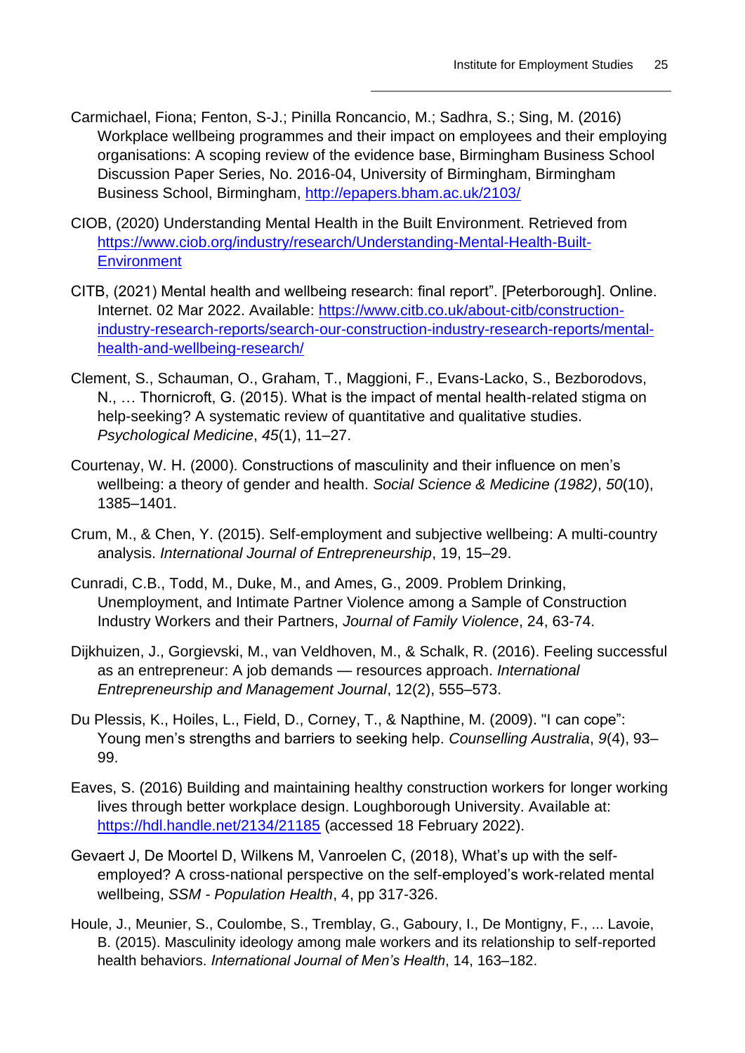Carmichael, Fiona; Fenton, S-J.; Pinilla Roncancio, M.; Sadhra, S.; Sing, M. (2016) Workplace wellbeing programmes and their impact on employees and their employing organisations: A scoping review of the evidence base, Birmingham Business School Discussion Paper Series, No. 2016-04, University of Birmingham, Birmingham Business School, Birmingham, http://epapers.bham.ac.uk/2103/

CIOB, (2020) Understanding Mental Health in the Built Environment. Retrieved from https://www.ciob.org/industry/research/Understanding-Mental-Health-Built-Environment

CITB, (2021) Mental health and wellbeing research: final report". [Peterborough]. Online. Internet. 02 Mar 2022. Available: https://www.citb.co.uk/about-citb/construction-industry-research-reports/search-our-construction-industry-research-reports/mental-health-and-wellbeing-research/

Clement, S., Schauman, O., Graham, T., Maggioni, F., Evans-Lacko, S., Bezborodovs, N., … Thornicroft, G. (2015). What is the impact of mental health-related stigma on help-seeking? A systematic review of quantitative and qualitative studies. *Psychological Medicine*, *45*(1), 11–27.

Courtenay, W. H. (2000). Constructions of masculinity and their influence on men's wellbeing: a theory of gender and health. *Social Science & Medicine (1982)*, *50*(10), 1385–1401.

Crum, M., & Chen, Y. (2015). Self-employment and subjective wellbeing: A multi-country analysis. *International Journal of Entrepreneurship*, 19, 15–29.

Cunradi, C.B., Todd, M., Duke, M., and Ames, G., 2009. Problem Drinking, Unemployment, and Intimate Partner Violence among a Sample of Construction Industry Workers and their Partners, *Journal of Family Violence*, 24, 63-74.

Dijkhuizen, J., Gorgievski, M., van Veldhoven, M., & Schalk, R. (2016). Feeling successful as an entrepreneur: A job demands — resources approach. *International Entrepreneurship and Management Journal*, 12(2), 555–573.

Du Plessis, K., Hoiles, L., Field, D., Corney, T., & Napthine, M. (2009). "I can cope": Young men's strengths and barriers to seeking help. *Counselling Australia*, *9*(4), 93–99.

Eaves, S. (2016) Building and maintaining healthy construction workers for longer working lives through better workplace design. Loughborough University. Available at: https://hdl.handle.net/2134/21185 (accessed 18 February 2022).

Gevaert J, De Moortel D, Wilkens M, Vanroelen C, (2018), What's up with the self-employed? A cross-national perspective on the self-employed's work-related mental wellbeing, *SSM - Population Health*, 4, pp 317-326.

Houle, J., Meunier, S., Coulombe, S., Tremblay, G., Gaboury, I., De Montigny, F., ... Lavoie, B. (2015). Masculinity ideology among male workers and its relationship to self-reported health behaviors. *International Journal of Men's Health*, 14, 163–182.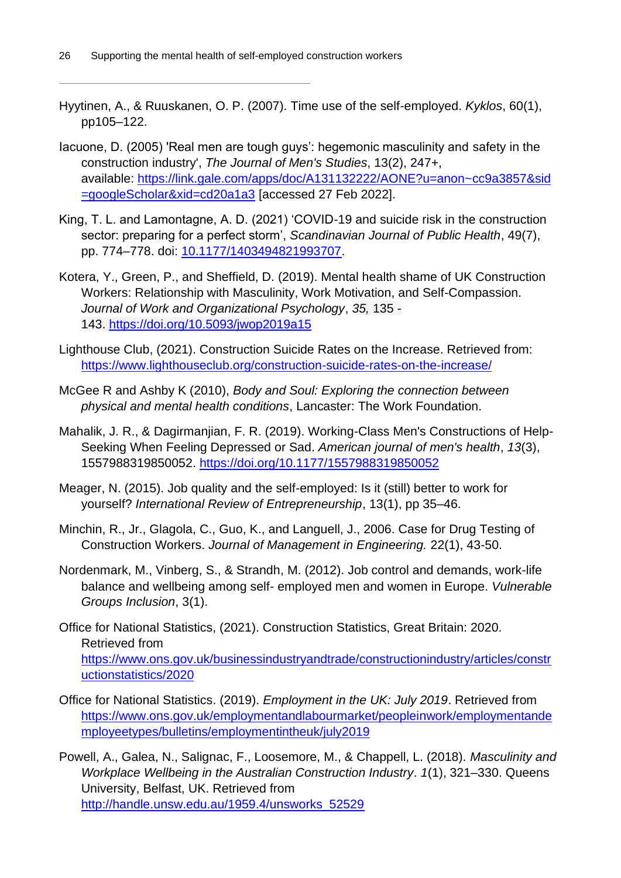Hyytinen, A., & Ruuskanen, O. P. (2007). Time use of the self-employed. *Kyklos*, 60(1), pp105–122.

Iacuone, D. (2005) 'Real men are tough guys': hegemonic masculinity and safety in the construction industry', *The Journal of Men's Studies*, 13(2), 247+, available: https://link.gale.com/apps/doc/A131132222/AONE?u=anon~cc9a3857&sid=googleScholar&xid=cd20a1a3 [accessed 27 Feb 2022].

King, T. L. and Lamontagne, A. D. (2021) 'COVID-19 and suicide risk in the construction sector: preparing for a perfect storm', *Scandinavian Journal of Public Health*, 49(7), pp. 774–778. doi: 10.1177/1403494821993707.

Kotera, Y., Green, P., and Sheffield, D. (2019). Mental health shame of UK Construction Workers: Relationship with Masculinity, Work Motivation, and Self-Compassion. *Journal of Work and Organizational Psychology*, *35,* 135 - 143. https://doi.org/10.5093/jwop2019a15

Lighthouse Club, (2021). Construction Suicide Rates on the Increase. Retrieved from: https://www.lighthouseclub.org/construction-suicide-rates-on-the-increase/

McGee R and Ashby K (2010), *Body and Soul: Exploring the connection between physical and mental health conditions*, Lancaster: The Work Foundation.

Mahalik, J. R., & Dagirmanjian, F. R. (2019). Working-Class Men's Constructions of Help-Seeking When Feeling Depressed or Sad. *American journal of men's health*, *13*(3), 1557988319850052. https://doi.org/10.1177/1557988319850052

Meager, N. (2015). Job quality and the self-employed: Is it (still) better to work for yourself? *International Review of Entrepreneurship*, 13(1), pp 35–46.

Minchin, R., Jr., Glagola, C., Guo, K., and Languell, J., 2006. Case for Drug Testing of Construction Workers. *Journal of Management in Engineering.* 22(1), 43-50.

Nordenmark, M., Vinberg, S., & Strandh, M. (2012). Job control and demands, work-life balance and wellbeing among self- employed men and women in Europe. *Vulnerable Groups Inclusion*, 3(1).

Office for National Statistics, (2021). Construction Statistics, Great Britain: 2020. Retrieved from https://www.ons.gov.uk/businessindustryandtrade/constructionindustry/articles/constructionstatistics/2020

Office for National Statistics. (2019). *Employment in the UK: July 2019*. Retrieved from https://www.ons.gov.uk/employmentandlabourmarket/peopleinwork/employmentandemployeetypes/bulletins/employmentintheuk/july2019

Powell, A., Galea, N., Salignac, F., Loosemore, M., & Chappell, L. (2018). *Masculinity and Workplace Wellbeing in the Australian Construction Industry*. *1*(1), 321–330. Queens University, Belfast, UK. Retrieved from http://handle.unsw.edu.au/1959.4/unsworks_52529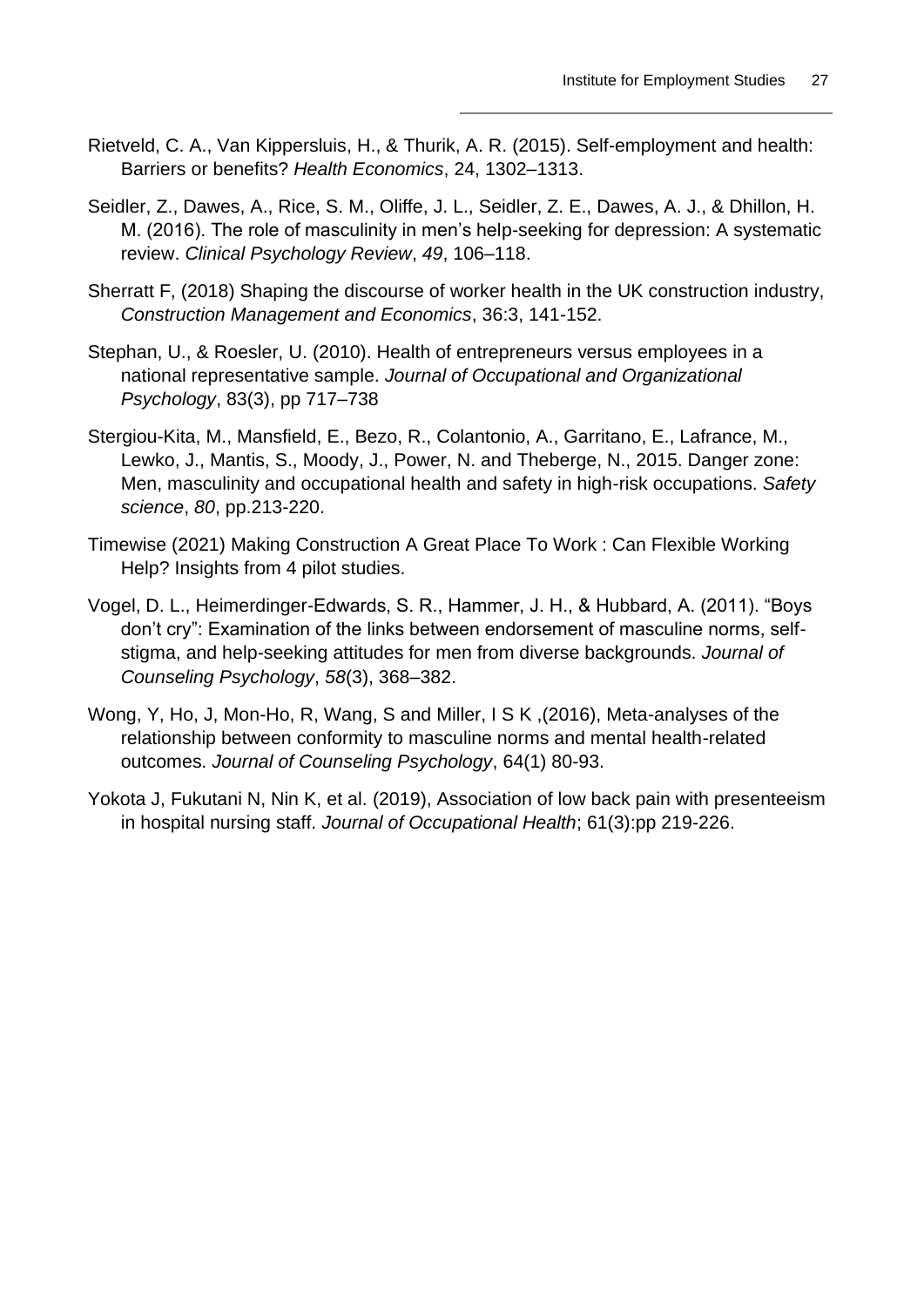Rietveld, C. A., Van Kippersluis, H., & Thurik, A. R. (2015). Self-employment and health: Barriers or benefits? *Health Economics*, 24, 1302–1313.

Seidler, Z., Dawes, A., Rice, S. M., Oliffe, J. L., Seidler, Z. E., Dawes, A. J., & Dhillon, H. M. (2016). The role of masculinity in men's help-seeking for depression: A systematic review. *Clinical Psychology Review*, *49*, 106–118.

Sherratt F, (2018) Shaping the discourse of worker health in the UK construction industry, *Construction Management and Economics*, 36:3, 141-152.

Stephan, U., & Roesler, U. (2010). Health of entrepreneurs versus employees in a national representative sample. *Journal of Occupational and Organizational Psychology*, 83(3), pp 717–738

Stergiou-Kita, M., Mansfield, E., Bezo, R., Colantonio, A., Garritano, E., Lafrance, M., Lewko, J., Mantis, S., Moody, J., Power, N. and Theberge, N., 2015. Danger zone: Men, masculinity and occupational health and safety in high-risk occupations. *Safety science*, *80*, pp.213-220.

Timewise (2021) Making Construction A Great Place To Work : Can Flexible Working Help? Insights from 4 pilot studies.

Vogel, D. L., Heimerdinger-Edwards, S. R., Hammer, J. H., & Hubbard, A. (2011). "Boys don't cry": Examination of the links between endorsement of masculine norms, self-stigma, and help-seeking attitudes for men from diverse backgrounds. *Journal of Counseling Psychology*, *58*(3), 368–382.

Wong, Y, Ho, J, Mon-Ho, R, Wang, S and Miller, I S K ,(2016), Meta-analyses of the relationship between conformity to masculine norms and mental health-related outcomes. *Journal of Counseling Psychology*, 64(1) 80-93.

Yokota J, Fukutani N, Nin K, et al. (2019), Association of low back pain with presenteeism in hospital nursing staff. *Journal of Occupational Health*; 61(3):pp 219-226.